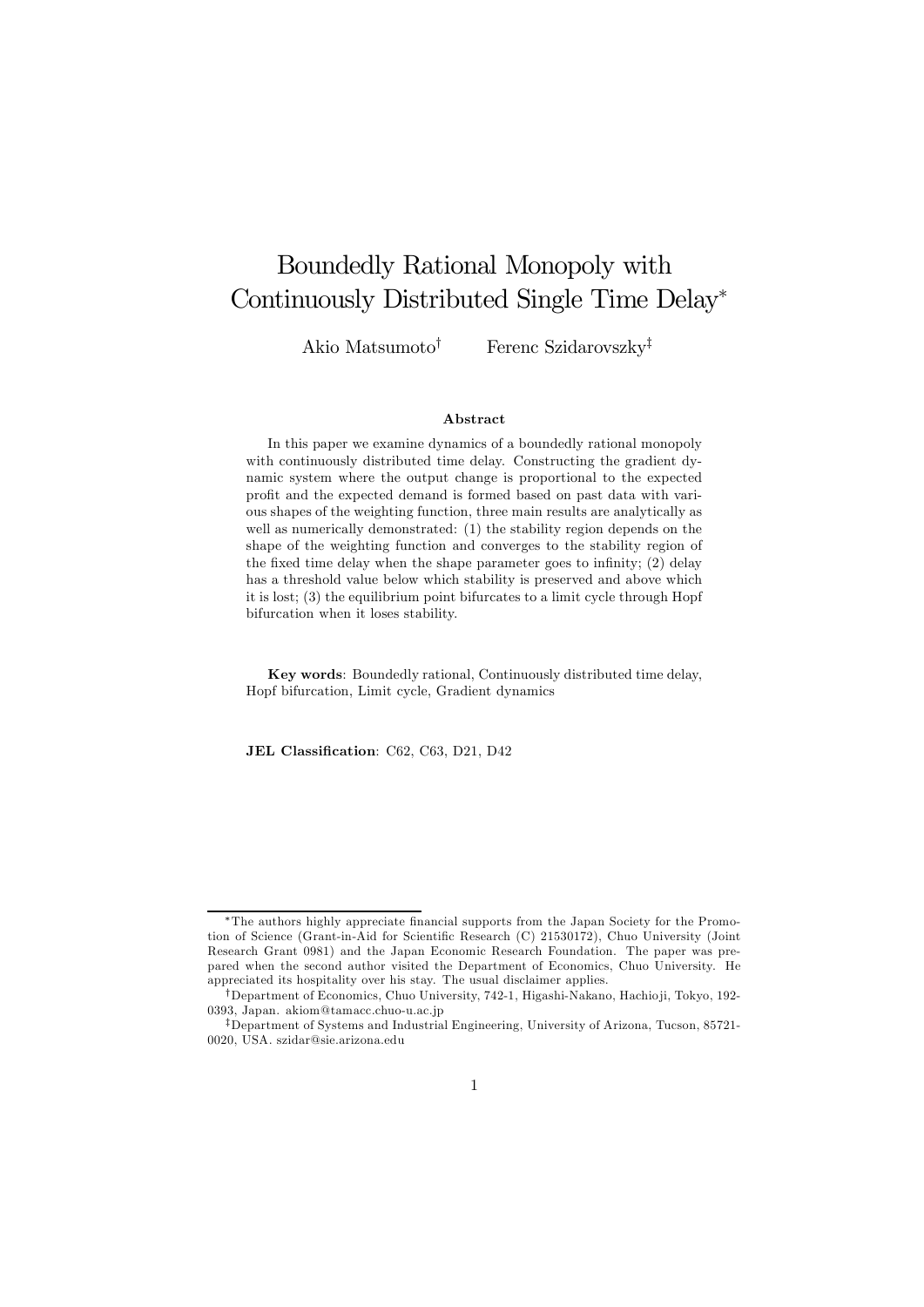# Boundedly Rational Monopoly with Continuously Distributed Single Time Delay*

Akio Matsumoto† Ferenc Szidarovszky‡

### Abstract

In this paper we examine dynamics of a boundedly rational monopoly with continuously distributed time delay. Constructing the gradient dynamic system where the output change is proportional to the expected profit and the expected demand is formed based on past data with various shapes of the weighting function, three main results are analytically as well as numerically demonstrated: (1) the stability region depends on the shape of the weighting function and converges to the stability region of the fixed time delay when the shape parameter goes to infinity; (2) delay has a threshold value below which stability is preserved and above which it is lost; (3) the equilibrium point bifurcates to a limit cycle through Hopf bifurcation when it loses stability.

**Key words**: Boundedly rational, Continuously distributed time delay, Hopf bifurcation, Limit cycle, Gradient dynamics

**JEL Classification**: C62, C63, D21, D42

---

*The authors highly appreciate financial supports from the Japan Society for the Promotion of Science (Grant-in-Aid for Scientific Research (C) 21530172), Chuo University (Joint Research Grant 0981) and the Japan Economic Research Foundation. The paper was prepared when the second author visited the Department of Economics, Chuo University. He appreciated its hospitality over his stay. The usual disclaimer applies.

†Department of Economics, Chuo University, 742-1, Higashi-Nakano, Hachioji, Tokyo, 192-0393, Japan. akiom@tamacc.chuo-u.ac.jp

‡Department of Systems and Industrial Engineering, University of Arizona, Tucson, 85721-0020, USA. szidar@sie.arizona.edu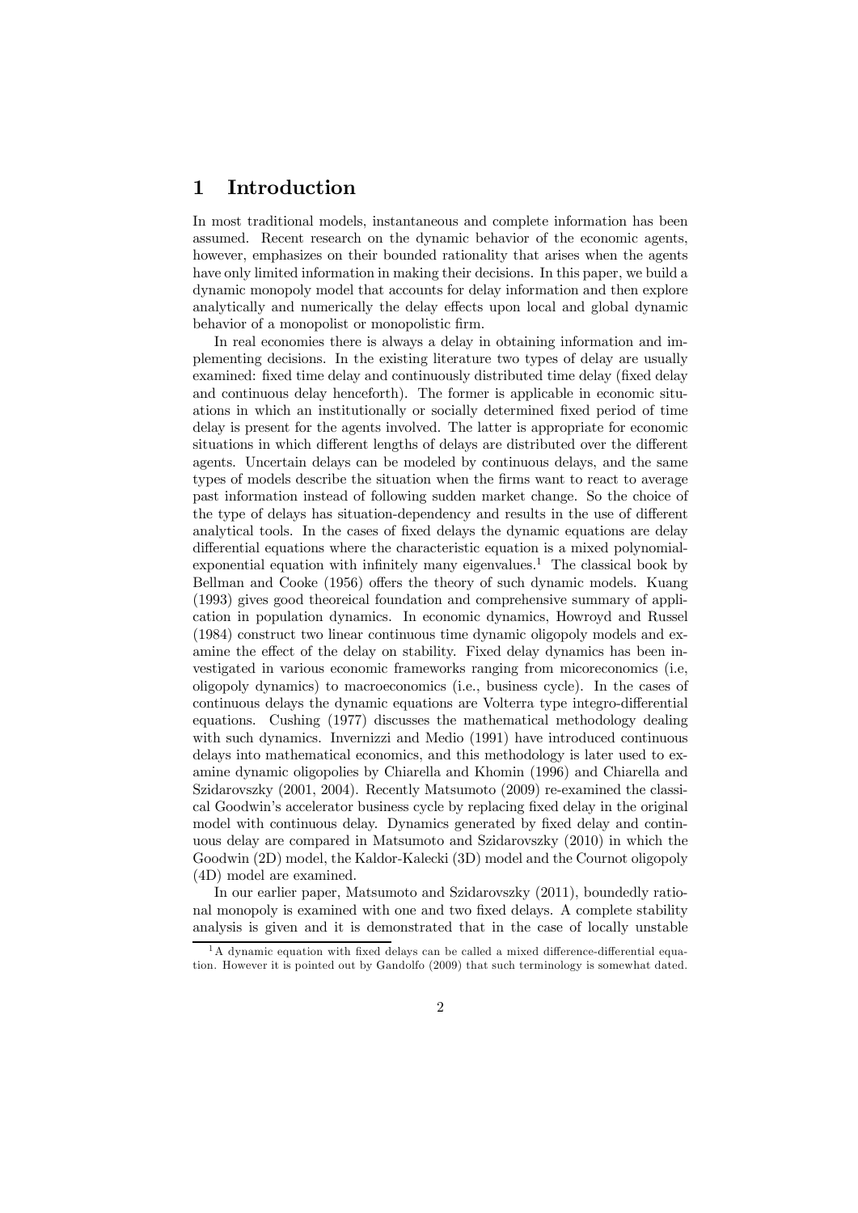# 1 Introduction

In most traditional models, instantaneous and complete information has been assumed. Recent research on the dynamic behavior of the economic agents, however, emphasizes on their bounded rationality that arises when the agents have only limited information in making their decisions. In this paper, we build a dynamic monopoly model that accounts for delay information and then explore analytically and numerically the delay effects upon local and global dynamic behavior of a monopolist or monopolistic firm.

In real economies there is always a delay in obtaining information and implementing decisions. In the existing literature two types of delay are usually examined: fixed time delay and continuously distributed time delay (fixed delay and continuous delay henceforth). The former is applicable in economic situations in which an institutionally or socially determined fixed period of time delay is present for the agents involved. The latter is appropriate for economic situations in which different lengths of delays are distributed over the different agents. Uncertain delays can be modeled by continuous delays, and the same types of models describe the situation when the firms want to react to average past information instead of following sudden market change. So the choice of the type of delays has situation-dependency and results in the use of different analytical tools. In the cases of fixed delays the dynamic equations are delay differential equations where the characteristic equation is a mixed polynomial-exponential equation with infinitely many eigenvalues.[1] The classical book by Bellman and Cooke (1956) offers the theory of such dynamic models. Kuang (1993) gives good theoreical foundation and comprehensive summary of application in population dynamics. In economic dynamics, Howroyd and Russel (1984) construct two linear continuous time dynamic oligopoly models and examine the effect of the delay on stability. Fixed delay dynamics has been investigated in various economic frameworks ranging from micoreconomics (i.e, oligopoly dynamics) to macroeconomics (i.e., business cycle). In the cases of continuous delays the dynamic equations are Volterra type integro-differential equations. Cushing (1977) discusses the mathematical methodology dealing with such dynamics. Invernizzi and Medio (1991) have introduced continuous delays into mathematical economics, and this methodology is later used to examine dynamic oligopolies by Chiarella and Khomin (1996) and Chiarella and Szidarovszky (2001, 2004). Recently Matsumoto (2009) re-examined the classical Goodwin's accelerator business cycle by replacing fixed delay in the original model with continuous delay. Dynamics generated by fixed delay and continuous delay are compared in Matsumoto and Szidarovszky (2010) in which the Goodwin (2D) model, the Kaldor-Kalecki (3D) model and the Cournot oligopoly (4D) model are examined.

In our earlier paper, Matsumoto and Szidarovszky (2011), boundedly rational monopoly is examined with one and two fixed delays. A complete stability analysis is given and it is demonstrated that in the case of locally unstable

[1] A dynamic equation with fixed delays can be called a mixed difference-differential equation. However it is pointed out by Gandolfo (2009) that such terminology is somewhat dated.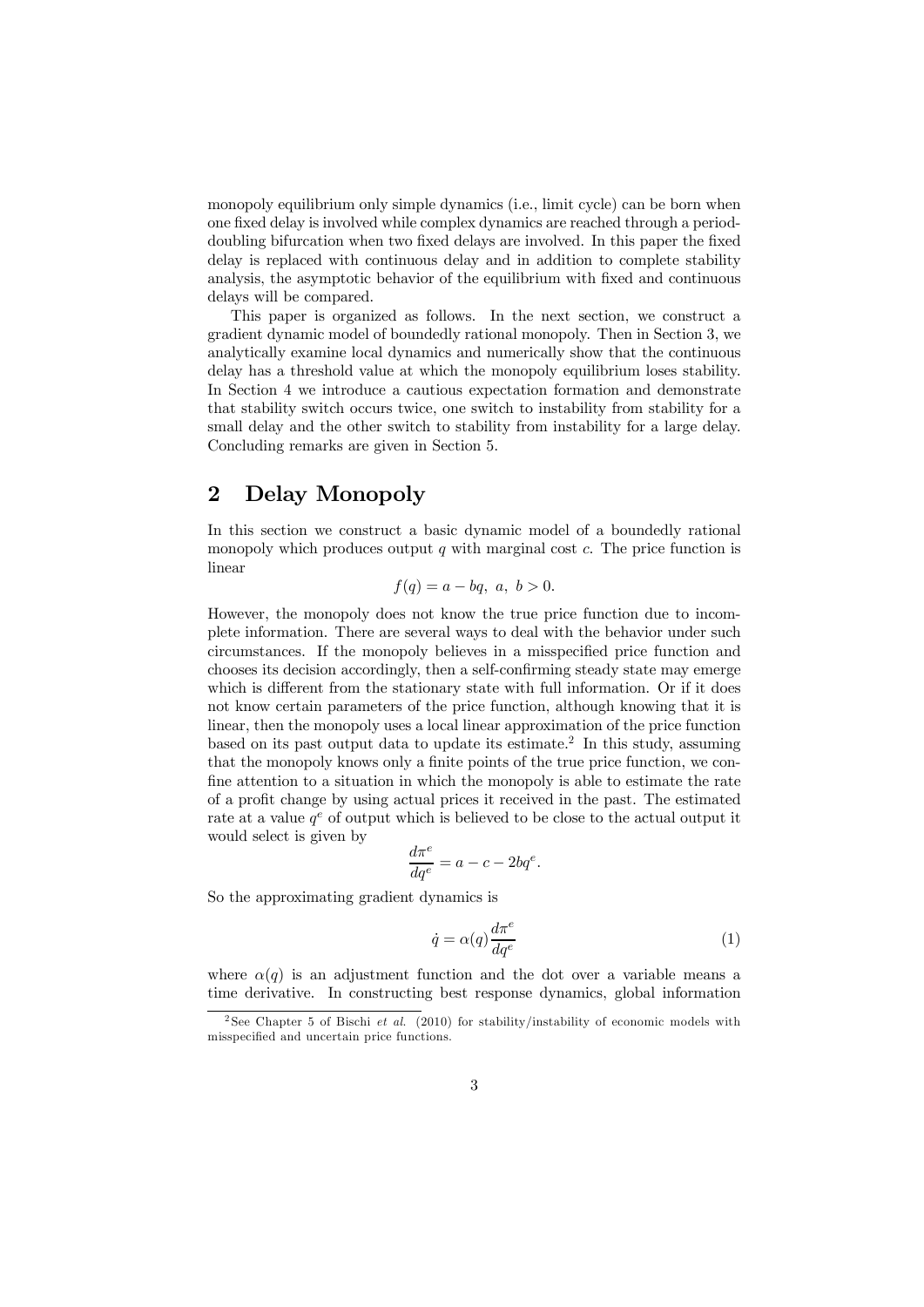monopoly equilibrium only simple dynamics (i.e., limit cycle) can be born when one fixed delay is involved while complex dynamics are reached through a period-doubling bifurcation when two fixed delays are involved. In this paper the fixed delay is replaced with continuous delay and in addition to complete stability analysis, the asymptotic behavior of the equilibrium with fixed and continuous delays will be compared.

This paper is organized as follows. In the next section, we construct a gradient dynamic model of boundedly rational monopoly. Then in Section 3, we analytically examine local dynamics and numerically show that the continuous delay has a threshold value at which the monopoly equilibrium loses stability. In Section 4 we introduce a cautious expectation formation and demonstrate that stability switch occurs twice, one switch to instability from stability for a small delay and the other switch to stability from instability for a large delay. Concluding remarks are given in Section 5.

## 2 Delay Monopoly

In this section we construct a basic dynamic model of a boundedly rational monopoly which produces output $q$ with marginal cost $c$. The price function is linear

$$f(q) = a - bq,\ a,\ b > 0.$$

However, the monopoly does not know the true price function due to incomplete information. There are several ways to deal with the behavior under such circumstances. If the monopoly believes in a misspecified price function and chooses its decision accordingly, then a self-confirming steady state may emerge which is different from the stationary state with full information. Or if it does not know certain parameters of the price function, although knowing that it is linear, then the monopoly uses a local linear approximation of the price function based on its past output data to update its estimate.[2] In this study, assuming that the monopoly knows only a finite points of the true price function, we confine attention to a situation in which the monopoly is able to estimate the rate of a profit change by using actual prices it received in the past. The estimated rate at a value $q^e$ of output which is believed to be close to the actual output it would select is given by

$$\frac{d\pi^e}{dq^e} = a - c - 2bq^e.$$

So the approximating gradient dynamics is

$$\dot{q} = \alpha(q)\frac{d\pi^e}{dq^e} \tag{1}$$

where $\alpha(q)$ is an adjustment function and the dot over a variable means a time derivative. In constructing best response dynamics, global information

[2] See Chapter 5 of Bischi *et al.* (2010) for stability/instability of economic models with misspecified and uncertain price functions.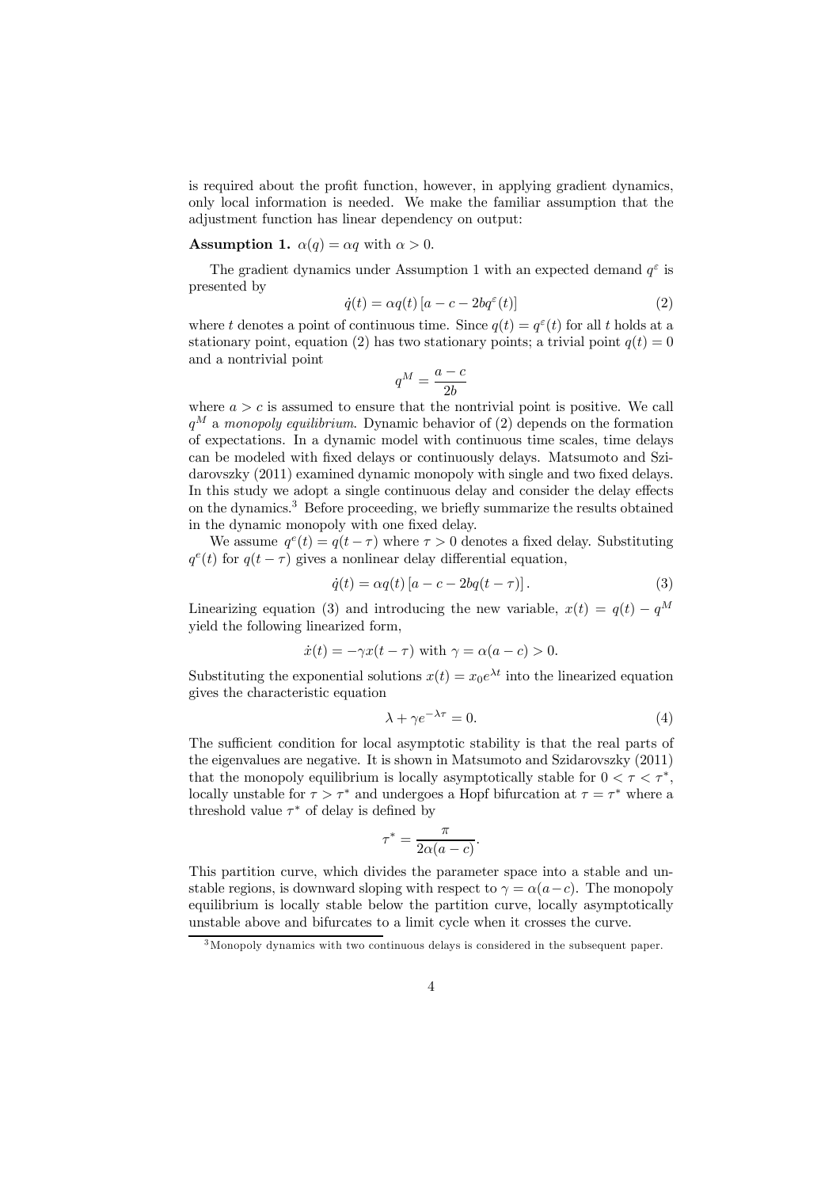is required about the profit function, however, in applying gradient dynamics, only local information is needed. We make the familiar assumption that the adjustment function has linear dependency on output:

**Assumption 1.** $\alpha(q) = \alpha q$ with $\alpha > 0$.

The gradient dynamics under Assumption 1 with an expected demand $q^{\varepsilon}$ is presented by

$$\dot{q}(t) = \alpha q(t) \left[ a - c - 2bq^{\varepsilon}(t) \right] \tag{2}$$

where $t$ denotes a point of continuous time. Since $q(t) = q^{\varepsilon}(t)$ for all $t$ holds at a stationary point, equation (2) has two stationary points; a trivial point $q(t) = 0$ and a nontrivial point

$$q^M = \frac{a - c}{2b}$$

where $a > c$ is assumed to ensure that the nontrivial point is positive. We call $q^M$ a *monopoly equilibrium*. Dynamic behavior of (2) depends on the formation of expectations. In a dynamic model with continuous time scales, time delays can be modeled with fixed delays or continuously delays. Matsumoto and Szidarovszky (2011) examined dynamic monopoly with single and two fixed delays. In this study we adopt a single continuous delay and consider the delay effects on the dynamics.[3] Before proceeding, we briefly summarize the results obtained in the dynamic monopoly with one fixed delay.

We assume $q^e(t) = q(t - \tau)$ where $\tau > 0$ denotes a fixed delay. Substituting $q^e(t)$ for $q(t - \tau)$ gives a nonlinear delay differential equation,

$$\dot{q}(t) = \alpha q(t) \left[ a - c - 2bq(t - \tau) \right]. \tag{3}$$

Linearizing equation (3) and introducing the new variable, $x(t) = q(t) - q^M$ yield the following linearized form,

$$\dot{x}(t) = -\gamma x(t - \tau) \text{ with } \gamma = \alpha(a - c) > 0.$$

Substituting the exponential solutions $x(t) = x_0 e^{\lambda t}$ into the linearized equation gives the characteristic equation

$$\lambda + \gamma e^{-\lambda \tau} = 0. \tag{4}$$

The sufficient condition for local asymptotic stability is that the real parts of the eigenvalues are negative. It is shown in Matsumoto and Szidarovszky (2011) that the monopoly equilibrium is locally asymptotically stable for $0 < \tau < \tau^*$, locally unstable for $\tau > \tau^*$ and undergoes a Hopf bifurcation at $\tau = \tau^*$ where a threshold value $\tau^*$ of delay is defined by

$$\tau^* = \frac{\pi}{2\alpha(a - c)}.$$

This partition curve, which divides the parameter space into a stable and unstable regions, is downward sloping with respect to $\gamma = \alpha(a - c)$. The monopoly equilibrium is locally stable below the partition curve, locally asymptotically unstable above and bifurcates to a limit cycle when it crosses the curve.

[3] Monopoly dynamics with two continuous delays is considered in the subsequent paper.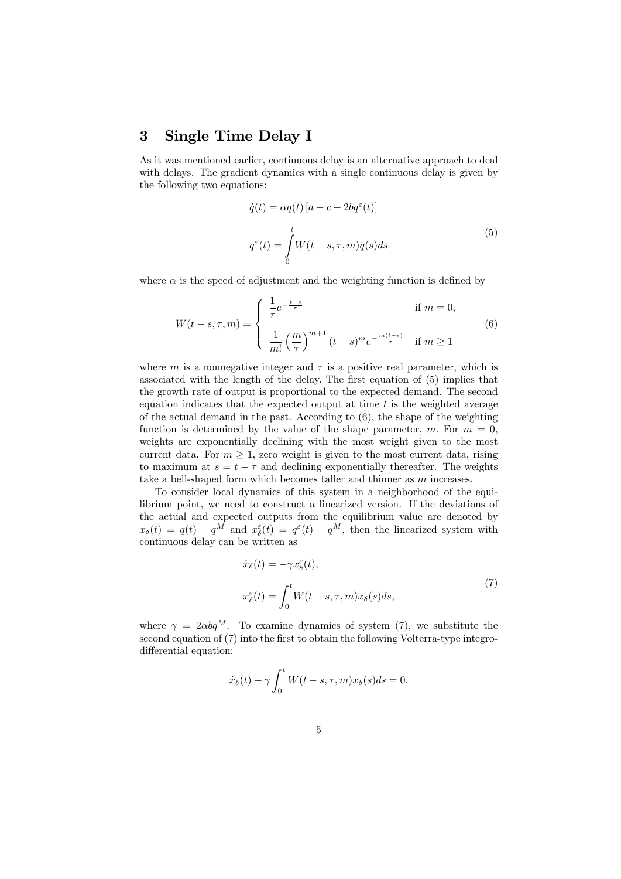## 3 Single Time Delay I

As it was mentioned earlier, continuous delay is an alternative approach to deal with delays. The gradient dynamics with a single continuous delay is given by the following two equations:

$$
\begin{aligned}
\dot{q}(t) &= \alpha q(t)\left[a - c - 2bq^{\varepsilon}(t)\right] \\
q^{\varepsilon}(t) &= \int_{0}^{t} W(t-s,\tau,m)q(s)ds
\end{aligned}
\tag{5}
$$

where $\alpha$ is the speed of adjustment and the weighting function is defined by

$$
W(t-s,\tau,m) = \begin{cases} \dfrac{1}{\tau}e^{-\frac{t-s}{\tau}} & \text{if } m = 0, \\ \dfrac{1}{m!}\left(\dfrac{m}{\tau}\right)^{m+1}(t-s)^{m}e^{-\frac{m(t-s)}{\tau}} & \text{if } m \geq 1 \end{cases}
\tag{6}
$$

where $m$ is a nonnegative integer and $\tau$ is a positive real parameter, which is associated with the length of the delay. The first equation of (5) implies that the growth rate of output is proportional to the expected demand. The second equation indicates that the expected output at time $t$ is the weighted average of the actual demand in the past. According to (6), the shape of the weighting function is determined by the value of the shape parameter, $m$. For $m = 0$, weights are exponentially declining with the most weight given to the most current data. For $m \geq 1$, zero weight is given to the most current data, rising to maximum at $s = t - \tau$ and declining exponentially thereafter. The weights take a bell-shaped form which becomes taller and thinner as $m$ increases.

To consider local dynamics of this system in a neighborhood of the equilibrium point, we need to construct a linearized version. If the deviations of the actual and expected outputs from the equilibrium value are denoted by $x_{\delta}(t) = q(t) - q^{M}$ and $x_{\delta}^{\varepsilon}(t) = q^{\varepsilon}(t) - q^{M}$, then the linearized system with continuous delay can be written as

$$
\begin{aligned}
\dot{x}_{\delta}(t) &= -\gamma x_{\delta}^{\varepsilon}(t), \\
x_{\delta}^{\varepsilon}(t) &= \int_{0}^{t} W(t-s,\tau,m)x_{\delta}(s)ds,
\end{aligned}
\tag{7}
$$

where $\gamma = 2\alpha b q^{M}$. To examine dynamics of system (7), we substitute the second equation of (7) into the first to obtain the following Volterra-type integro-differential equation:

$$
\dot{x}_{\delta}(t) + \gamma \int_{0}^{t} W(t-s,\tau,m)x_{\delta}(s)ds = 0.
$$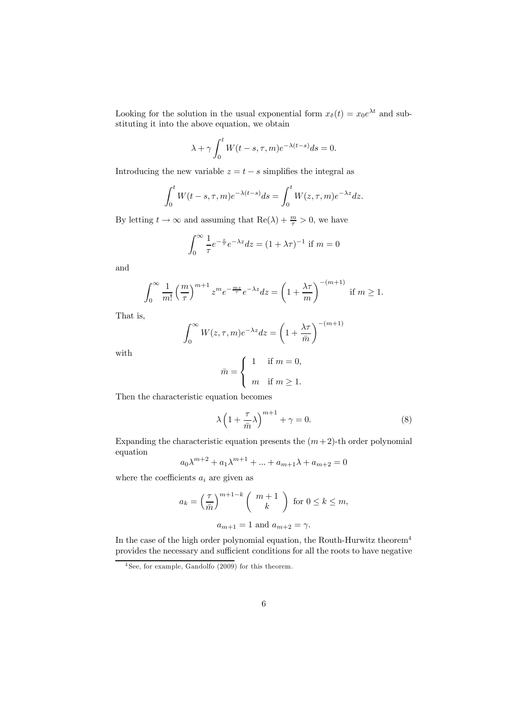Looking for the solution in the usual exponential form $x_\delta(t) = x_0 e^{\lambda t}$ and substituting it into the above equation, we obtain

$$\lambda + \gamma \int_0^t W(t-s, \tau, m) e^{-\lambda(t-s)} ds = 0.$$

Introducing the new variable $z = t - s$ simplifies the integral as

$$\int_0^t W(t-s, \tau, m) e^{-\lambda(t-s)} ds = \int_0^t W(z, \tau, m) e^{-\lambda z} dz.$$

By letting $t \to \infty$ and assuming that $\mathrm{Re}(\lambda) + \frac{m}{\tau} > 0$, we have

$$\int_0^\infty \frac{1}{\tau} e^{-\frac{z}{\tau}} e^{-\lambda z} dz = (1 + \lambda\tau)^{-1} \text{ if } m = 0$$

and

$$\int_0^\infty \frac{1}{m!} \left(\frac{m}{\tau}\right)^{m+1} z^m e^{-\frac{mz}{\tau}} e^{-\lambda z} dz = \left(1 + \frac{\lambda\tau}{m}\right)^{-(m+1)} \text{ if } m \geq 1.$$

That is,

$$\int_0^\infty W(z, \tau, m) e^{-\lambda z} dz = \left(1 + \frac{\lambda\tau}{\bar{m}}\right)^{-(m+1)}$$

with

$$\bar{m} = \begin{cases} 1 & \text{if } m = 0, \\ m & \text{if } m \geq 1. \end{cases}$$

Then the characteristic equation becomes

$$\lambda \left(1 + \frac{\tau}{\bar{m}}\lambda\right)^{m+1} + \gamma = 0. \tag{8}$$

Expanding the characteristic equation presents the $(m+2)$-th order polynomial equation

$$a_0 \lambda^{m+2} + a_1 \lambda^{m+1} + ... + a_{m+1}\lambda + a_{m+2} = 0$$

where the coefficients $a_i$ are given as

$$a_k = \left(\frac{\tau}{\bar{m}}\right)^{m+1-k} \begin{pmatrix} m+1 \\ k \end{pmatrix} \text{ for } 0 \leq k \leq m,$$

$$a_{m+1} = 1 \text{ and } a_{m+2} = \gamma.$$

In the case of the high order polynomial equation, the Routh-Hurwitz theorem[4] provides the necessary and sufficient conditions for all the roots to have negative

[4] See, for example, Gandolfo (2009) for this theorem.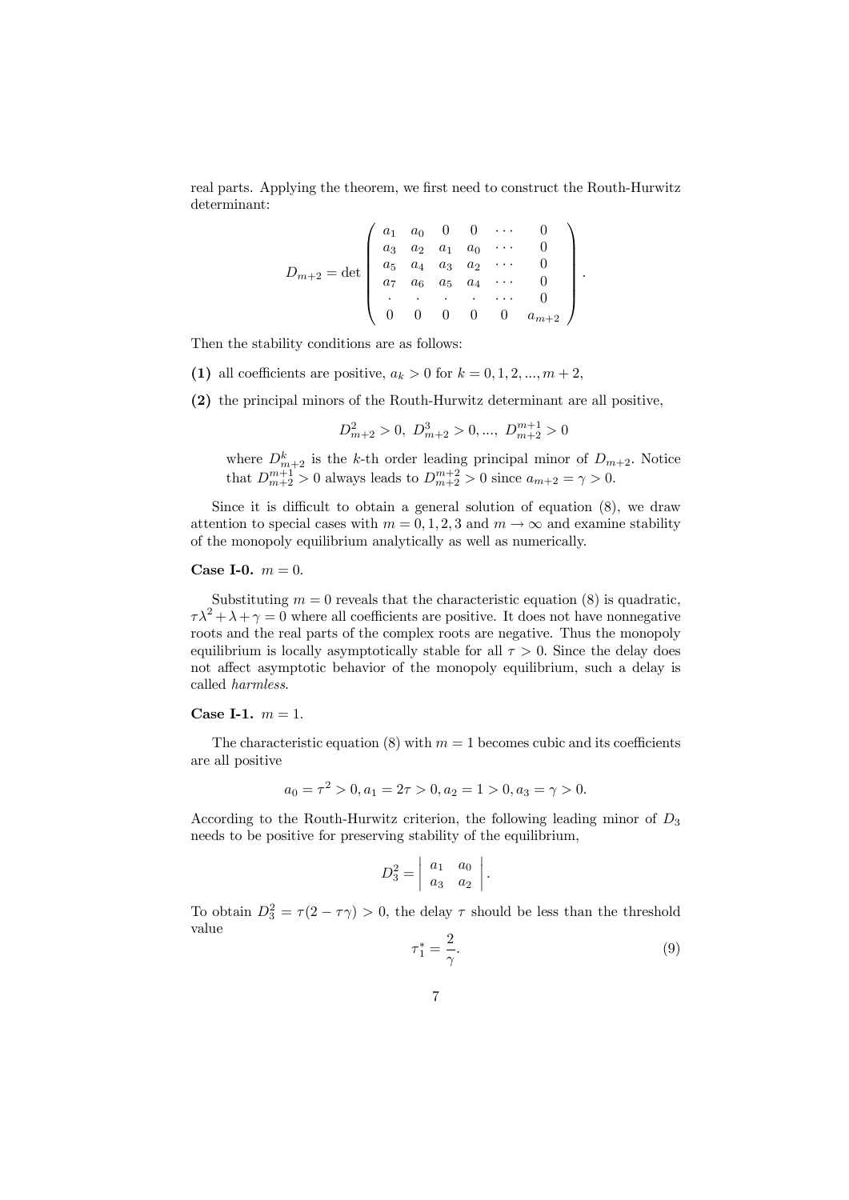real parts. Applying the theorem, we first need to construct the Routh-Hurwitz determinant:

$$
D_{m+2} = \det \begin{pmatrix} a_1 & a_0 & 0 & 0 & \cdots & 0 \\ a_3 & a_2 & a_1 & a_0 & \cdots & 0 \\ a_5 & a_4 & a_3 & a_2 & \cdots & 0 \\ a_7 & a_6 & a_5 & a_4 & \cdots & 0 \\ \cdot & \cdot & \cdot & \cdot & \cdots & 0 \\ 0 & 0 & 0 & 0 & 0 & a_{m+2} \end{pmatrix}.
$$

Then the stability conditions are as follows:

**(1)** all coefficients are positive, $a_k > 0$ for $k = 0, 1, 2, ..., m + 2$,

**(2)** the principal minors of the Routh-Hurwitz determinant are all positive,

$$
D^2_{m+2} > 0,\ D^3_{m+2} > 0, ...,\ D^{m+1}_{m+2} > 0
$$

where $D^k_{m+2}$ is the $k$-th order leading principal minor of $D_{m+2}$. Notice that $D^{m+1}_{m+2} > 0$ always leads to $D^{m+2}_{m+2} > 0$ since $a_{m+2} = \gamma > 0$.

Since it is difficult to obtain a general solution of equation (8), we draw attention to special cases with $m = 0, 1, 2, 3$ and $m \to \infty$ and examine stability of the monopoly equilibrium analytically as well as numerically.

**Case I-0.** $m = 0$.

Substituting $m = 0$ reveals that the characteristic equation (8) is quadratic, $\tau\lambda^2 + \lambda + \gamma = 0$ where all coefficients are positive. It does not have nonnegative roots and the real parts of the complex roots are negative. Thus the monopoly equilibrium is locally asymptotically stable for all $\tau > 0$. Since the delay does not affect asymptotic behavior of the monopoly equilibrium, such a delay is called *harmless*.

**Case I-1.** $m = 1$.

The characteristic equation (8) with $m = 1$ becomes cubic and its coefficients are all positive

$$
a_0 = \tau^2 > 0, a_1 = 2\tau > 0, a_2 = 1 > 0, a_3 = \gamma > 0.
$$

According to the Routh-Hurwitz criterion, the following leading minor of $D_3$ needs to be positive for preserving stability of the equilibrium,

$$
D^2_3 = \begin{vmatrix} a_1 & a_0 \\ a_3 & a_2 \end{vmatrix}.
$$

To obtain $D^2_3 = \tau(2 - \tau\gamma) > 0$, the delay $\tau$ should be less than the threshold value

$$
\tau^*_1 = \frac{2}{\gamma}. \tag{9}
$$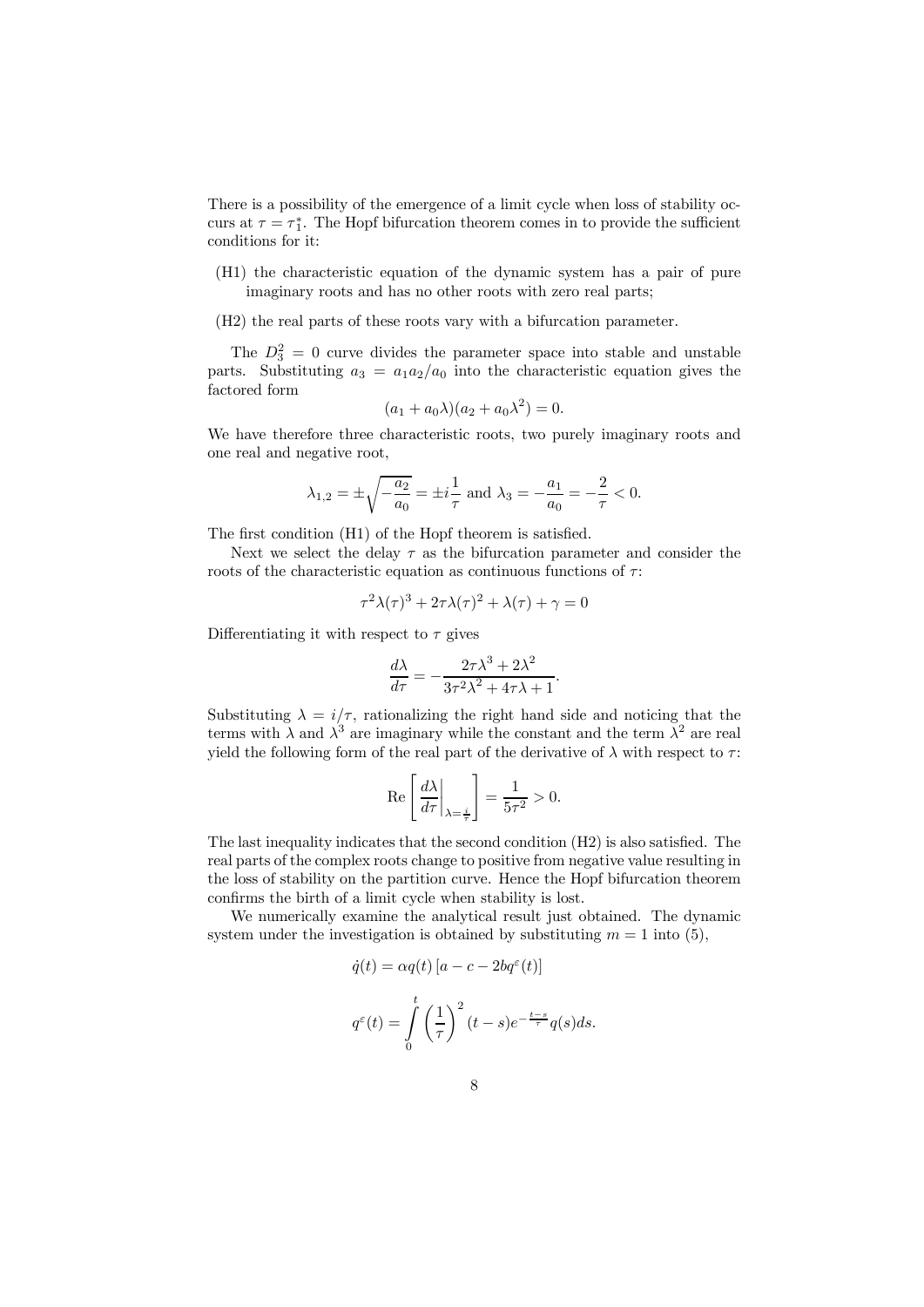There is a possibility of the emergence of a limit cycle when loss of stability occurs at $\tau = \tau_1^*$. The Hopf bifurcation theorem comes in to provide the sufficient conditions for it:

(H1) the characteristic equation of the dynamic system has a pair of pure imaginary roots and has no other roots with zero real parts;

(H2) the real parts of these roots vary with a bifurcation parameter.

The $D_3^2 = 0$ curve divides the parameter space into stable and unstable parts. Substituting $a_3 = a_1 a_2 / a_0$ into the characteristic equation gives the factored form

$$(a_1 + a_0 \lambda)(a_2 + a_0 \lambda^2) = 0.$$

We have therefore three characteristic roots, two purely imaginary roots and one real and negative root,

$$\lambda_{1,2} = \pm \sqrt{-\frac{a_2}{a_0}} = \pm i \frac{1}{\tau} \text{ and } \lambda_3 = -\frac{a_1}{a_0} = -\frac{2}{\tau} < 0.$$

The first condition (H1) of the Hopf theorem is satisfied.

Next we select the delay $\tau$ as the bifurcation parameter and consider the roots of the characteristic equation as continuous functions of $\tau$:

$$\tau^2 \lambda(\tau)^3 + 2\tau\lambda(\tau)^2 + \lambda(\tau) + \gamma = 0$$

Differentiating it with respect to $\tau$ gives

$$\frac{d\lambda}{d\tau} = -\frac{2\tau\lambda^3 + 2\lambda^2}{3\tau^2\lambda^2 + 4\tau\lambda + 1}.$$

Substituting $\lambda = i/\tau$, rationalizing the right hand side and noticing that the terms with $\lambda$ and $\lambda^3$ are imaginary while the constant and the term $\lambda^2$ are real yield the following form of the real part of the derivative of $\lambda$ with respect to $\tau$:

$$\text{Re}\left[ \left. \frac{d\lambda}{d\tau} \right|_{\lambda = \frac{i}{\tau}} \right] = \frac{1}{5\tau^2} > 0.$$

The last inequality indicates that the second condition (H2) is also satisfied. The real parts of the complex roots change to positive from negative value resulting in the loss of stability on the partition curve. Hence the Hopf bifurcation theorem confirms the birth of a limit cycle when stability is lost.

We numerically examine the analytical result just obtained. The dynamic system under the investigation is obtained by substituting $m = 1$ into (5),

$$\dot{q}(t) = \alpha q(t) \left[ a - c - 2bq^{\varepsilon}(t) \right]$$

$$q^{\varepsilon}(t) = \int_0^t \left( \frac{1}{\tau} \right)^2 (t-s) e^{-\frac{t-s}{\tau}} q(s) ds.$$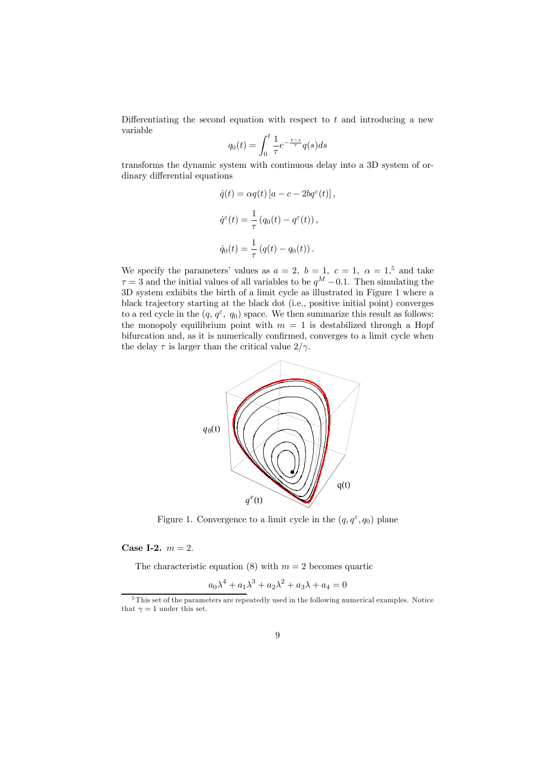Differentiating the second equation with respect to $t$ and introducing a new variable

$$q_0(t) = \int_0^t \frac{1}{\tau} e^{-\frac{t-s}{\tau}} q(s) ds$$

transforms the dynamic system with continuous delay into a 3D system of ordinary differential equations

$$\dot{q}(t) = \alpha q(t) \left[ a - c - 2bq^{\varepsilon}(t) \right],$$

$$\dot{q}^{\varepsilon}(t) = \frac{1}{\tau} \left( q_0(t) - q^{\varepsilon}(t) \right),$$

$$\dot{q}_0(t) = \frac{1}{\tau} \left( q(t) - q_0(t) \right).$$

We specify the parameters' values as $a = 2, \ b = 1, \ c = 1, \ \alpha = 1$,[5] and take $\tau = 3$ and the initial values of all variables to be $q^M - 0.1$. Then simulating the 3D system exhibits the birth of a limit cycle as illustrated in Figure 1 where a black trajectory starting at the black dot (i.e., positive initial point) converges to a red cycle in the $(q, q^{\varepsilon}, \ q_0)$ space. We then summarize this result as follows: the monopoly equilibrium point with $m = 1$ is destabilized through a Hopf bifurcation and, as it is numerically confirmed, converges to a limit cycle when the delay $\tau$ is larger than the critical value $2/\gamma$.

Figure 1. Convergence to a limit cycle in the $(q, q^{\varepsilon}, q_0)$ plane

**Case I-2.** $m = 2$.

The characteristic equation (8) with $m = 2$ becomes quartic

$$a_0\lambda^4 + a_1\lambda^3 + a_2\lambda^2 + a_3\lambda + a_4 = 0$$

[5] This set of the parameters are repeatedly used in the following numerical examples. Notice that $\gamma = 1$ under this set.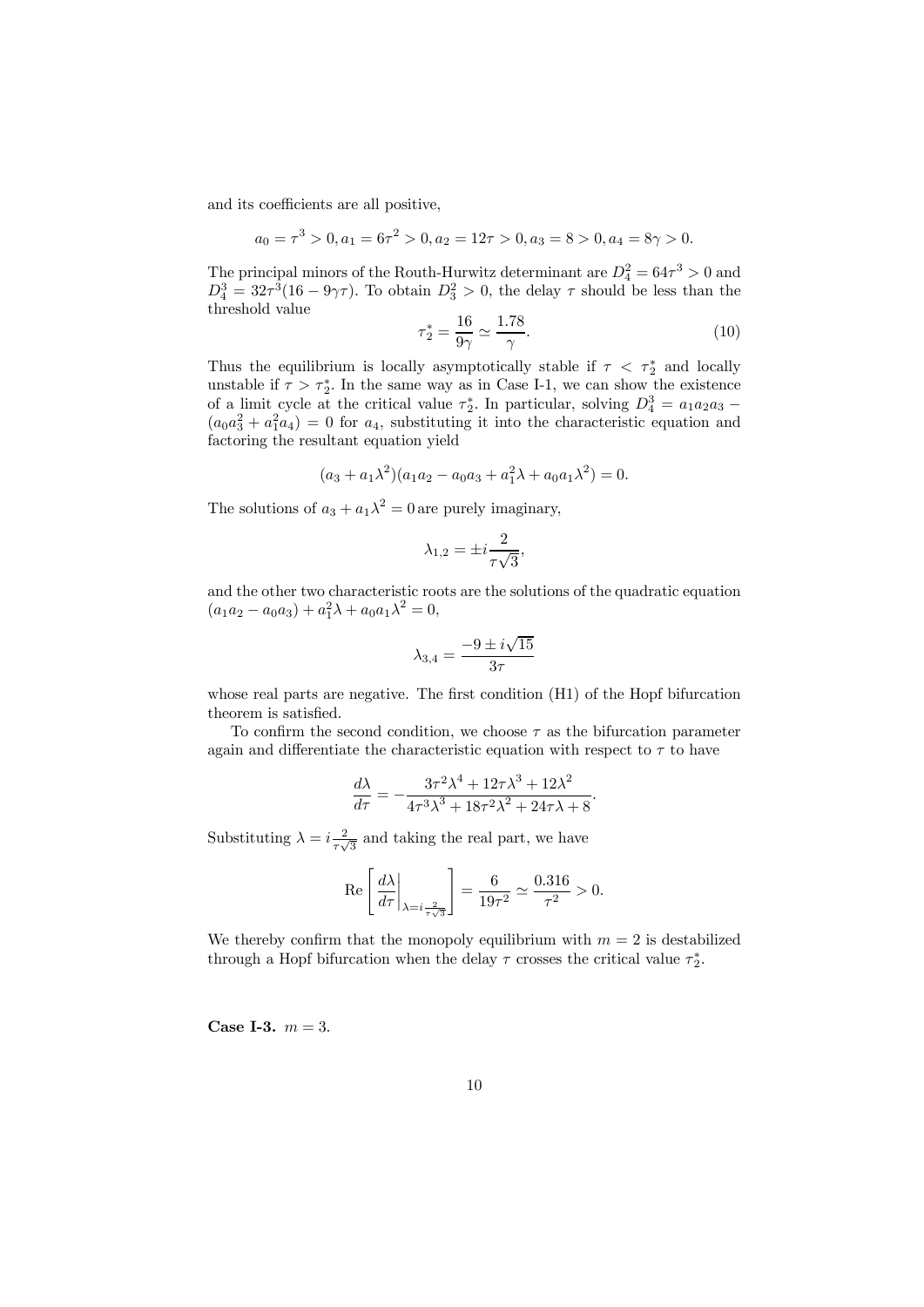and its coefficients are all positive,

$$a_0 = \tau^3 > 0, a_1 = 6\tau^2 > 0, a_2 = 12\tau > 0, a_3 = 8 > 0, a_4 = 8\gamma > 0.$$

The principal minors of the Routh-Hurwitz determinant are $D_4^2 = 64\tau^3 > 0$ and $D_4^3 = 32\tau^3(16 - 9\gamma\tau)$. To obtain $D_3^2 > 0$, the delay $\tau$ should be less than the threshold value

$$\tau_2^* = \frac{16}{9\gamma} \simeq \frac{1.78}{\gamma}. \tag{10}$$

Thus the equilibrium is locally asymptotically stable if $\tau < \tau_2^*$ and locally unstable if $\tau > \tau_2^*$. In the same way as in Case I-1, we can show the existence of a limit cycle at the critical value $\tau_2^*$. In particular, solving $D_4^3 = a_1a_2a_3 - (a_0a_3^2 + a_1^2a_4) = 0$ for $a_4$, substituting it into the characteristic equation and factoring the resultant equation yield

$$(a_3 + a_1\lambda^2)(a_1a_2 - a_0a_3 + a_1^2\lambda + a_0a_1\lambda^2) = 0.$$

The solutions of $a_3 + a_1\lambda^2 = 0$ are purely imaginary,

$$\lambda_{1,2} = \pm i\frac{2}{\tau\sqrt{3}},$$

and the other two characteristic roots are the solutions of the quadratic equation $(a_1a_2 - a_0a_3) + a_1^2\lambda + a_0a_1\lambda^2 = 0$,

$$\lambda_{3,4} = \frac{-9 \pm i\sqrt{15}}{3\tau}$$

whose real parts are negative. The first condition (H1) of the Hopf bifurcation theorem is satisfied.

To confirm the second condition, we choose $\tau$ as the bifurcation parameter again and differentiate the characteristic equation with respect to $\tau$ to have

$$\frac{d\lambda}{d\tau} = -\frac{3\tau^2\lambda^4 + 12\tau\lambda^3 + 12\lambda^2}{4\tau^3\lambda^3 + 18\tau^2\lambda^2 + 24\tau\lambda + 8}.$$

Substituting $\lambda = i\frac{2}{\tau\sqrt{3}}$ and taking the real part, we have

$$\text{Re}\left[\left.\frac{d\lambda}{d\tau}\right|_{\lambda = i\frac{2}{\tau\sqrt{3}}}\right] = \frac{6}{19\tau^2} \simeq \frac{0.316}{\tau^2} > 0.$$

We thereby confirm that the monopoly equilibrium with $m = 2$ is destabilized through a Hopf bifurcation when the delay $\tau$ crosses the critical value $\tau_2^*$.

**Case I-3.** $m = 3$.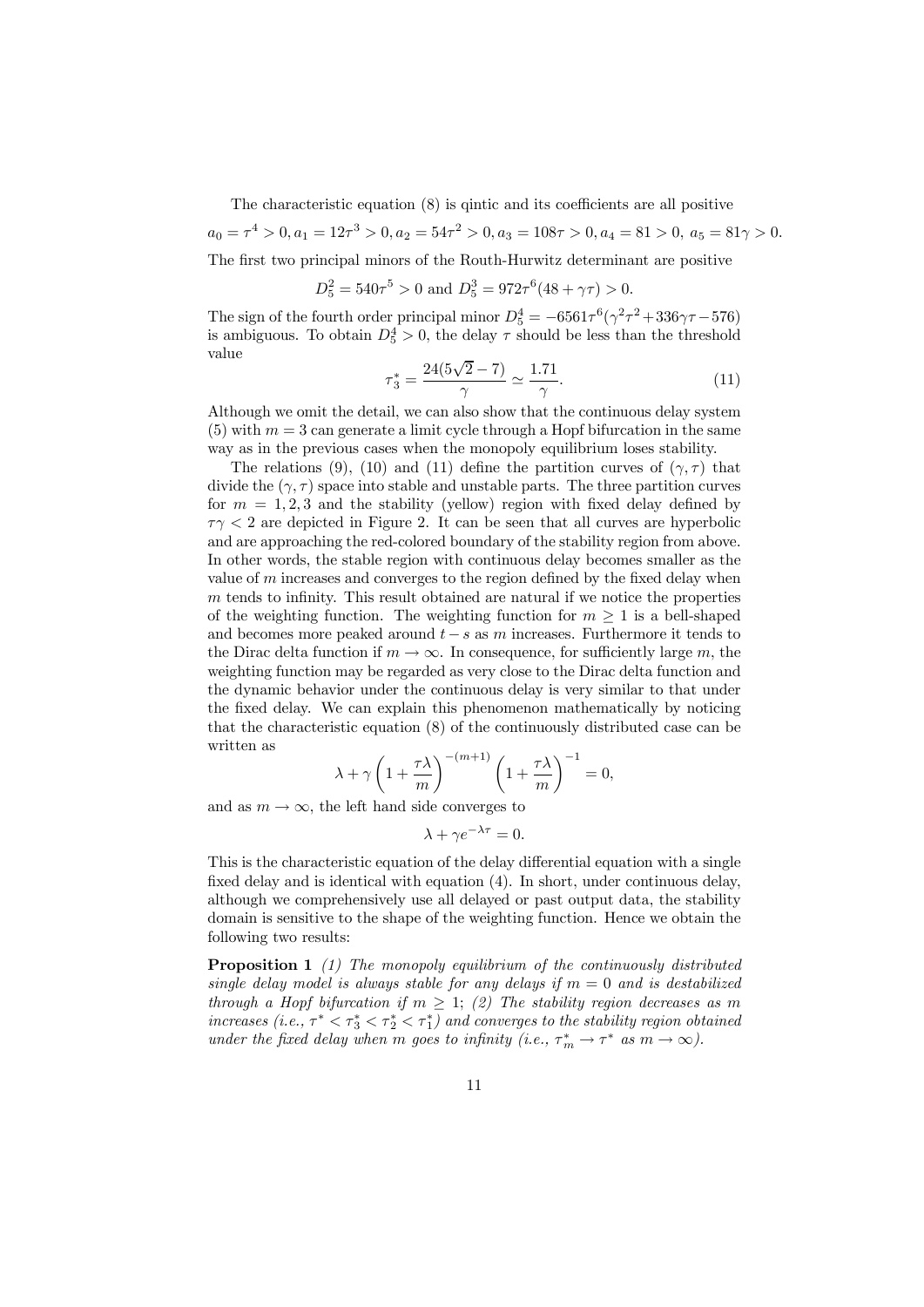The characteristic equation (8) is qintic and its coefficients are all positive

$$a_0 = \tau^4 > 0, a_1 = 12\tau^3 > 0, a_2 = 54\tau^2 > 0, a_3 = 108\tau > 0, a_4 = 81 > 0,\ a_5 = 81\gamma > 0.$$

The first two principal minors of the Routh-Hurwitz determinant are positive

$$D_5^2 = 540\tau^5 > 0 \text{ and } D_5^3 = 972\tau^6(48 + \gamma\tau) > 0.$$

The sign of the fourth order principal minor $D_5^4 = -6561\tau^6(\gamma^2\tau^2 + 336\gamma\tau - 576)$ is ambiguous. To obtain $D_5^4 > 0$, the delay $\tau$ should be less than the threshold value

$$\tau_3^* = \frac{24(5\sqrt{2} - 7)}{\gamma} \simeq \frac{1.71}{\gamma}. \tag{11}$$

Although we omit the detail, we can also show that the continuous delay system (5) with $m = 3$ can generate a limit cycle through a Hopf bifurcation in the same way as in the previous cases when the monopoly equilibrium loses stability.

The relations (9), (10) and (11) define the partition curves of $(\gamma, \tau)$ that divide the $(\gamma, \tau)$ space into stable and unstable parts. The three partition curves for $m = 1, 2, 3$ and the stability (yellow) region with fixed delay defined by $\tau\gamma < 2$ are depicted in Figure 2. It can be seen that all curves are hyperbolic and are approaching the red-colored boundary of the stability region from above. In other words, the stable region with continuous delay becomes smaller as the value of $m$ increases and converges to the region defined by the fixed delay when $m$ tends to infinity. This result obtained are natural if we notice the properties of the weighting function. The weighting function for $m \geq 1$ is a bell-shaped and becomes more peaked around $t - s$ as $m$ increases. Furthermore it tends to the Dirac delta function if $m \to \infty$. In consequence, for sufficiently large $m$, the weighting function may be regarded as very close to the Dirac delta function and the dynamic behavior under the continuous delay is very similar to that under the fixed delay. We can explain this phenomenon mathematically by noticing that the characteristic equation (8) of the continuously distributed case can be written as

$$\lambda + \gamma \left(1 + \frac{\tau\lambda}{m}\right)^{-(m+1)} \left(1 + \frac{\tau\lambda}{m}\right)^{-1} = 0,$$

and as $m \to \infty$, the left hand side converges to

$$\lambda + \gamma e^{-\lambda\tau} = 0.$$

This is the characteristic equation of the delay differential equation with a single fixed delay and is identical with equation (4). In short, under continuous delay, although we comprehensively use all delayed or past output data, the stability domain is sensitive to the shape of the weighting function. Hence we obtain the following two results:

**Proposition 1** *(1) The monopoly equilibrium of the continuously distributed single delay model is always stable for any delays if $m = 0$ and is destabilized through a Hopf bifurcation if $m \geq 1$; (2) The stability region decreases as $m$ increases (i.e., $\tau^* < \tau_3^* < \tau_2^* < \tau_1^*$) and converges to the stability region obtained under the fixed delay when $m$ goes to infinity (i.e., $\tau_m^* \to \tau^*$ as $m \to \infty$).*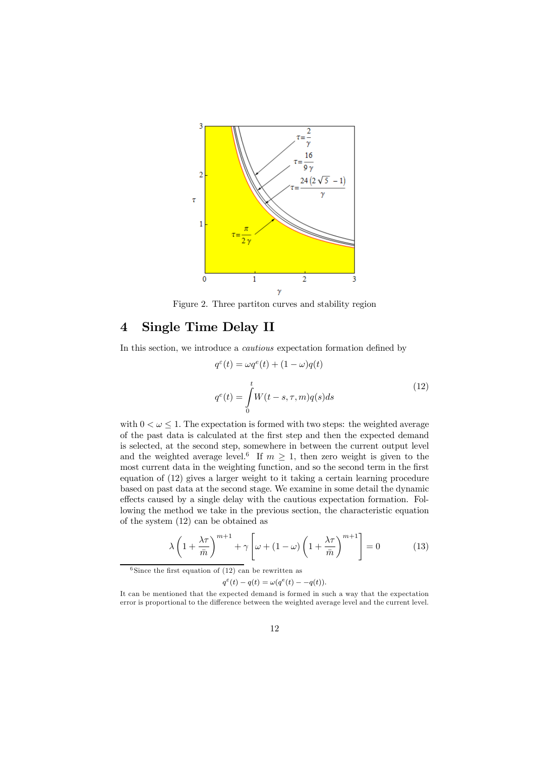Figure 2. Three partiton curves and stability region

# 4 Single Time Delay II

In this section, we introduce a *cautious* expectation formation defined by

$$
\begin{aligned}
q^{\varepsilon}(t) &= \omega q^{e}(t) + (1-\omega)q(t) \\
q^{e}(t) &= \int_{0}^{t} W(t-s,\tau,m)q(s)ds
\end{aligned}
\tag{12}
$$

with $0 < \omega \leq 1$. The expectation is formed with two steps: the weighted average of the past data is calculated at the first step and then the expected demand is selected, at the second step, somewhere in between the current output level and the weighted average level.[6] If $m \geq 1$, then zero weight is given to the most current data in the weighting function, and so the second term in the first equation of (12) gives a larger weight to it taking a certain learning procedure based on past data at the second stage. We examine in some detail the dynamic effects caused by a single delay with the cautious expectation formation. Following the method we take in the previous section, the characteristic equation of the system (12) can be obtained as

$$
\lambda\left(1+\frac{\lambda\tau}{\bar{m}}\right)^{m+1} + \gamma\left[\omega + (1-\omega)\left(1+\frac{\lambda\tau}{\bar{m}}\right)^{m+1}\right] = 0 \tag{13}
$$

[6] Since the first equation of (12) can be rewritten as

$$
q^{\varepsilon}(t) - q(t) = \omega(q^{e}(t) - -q(t)).
$$

It can be mentioned that the expected demand is formed in such a way that the expectation error is proportional to the difference between the weighted average level and the current level.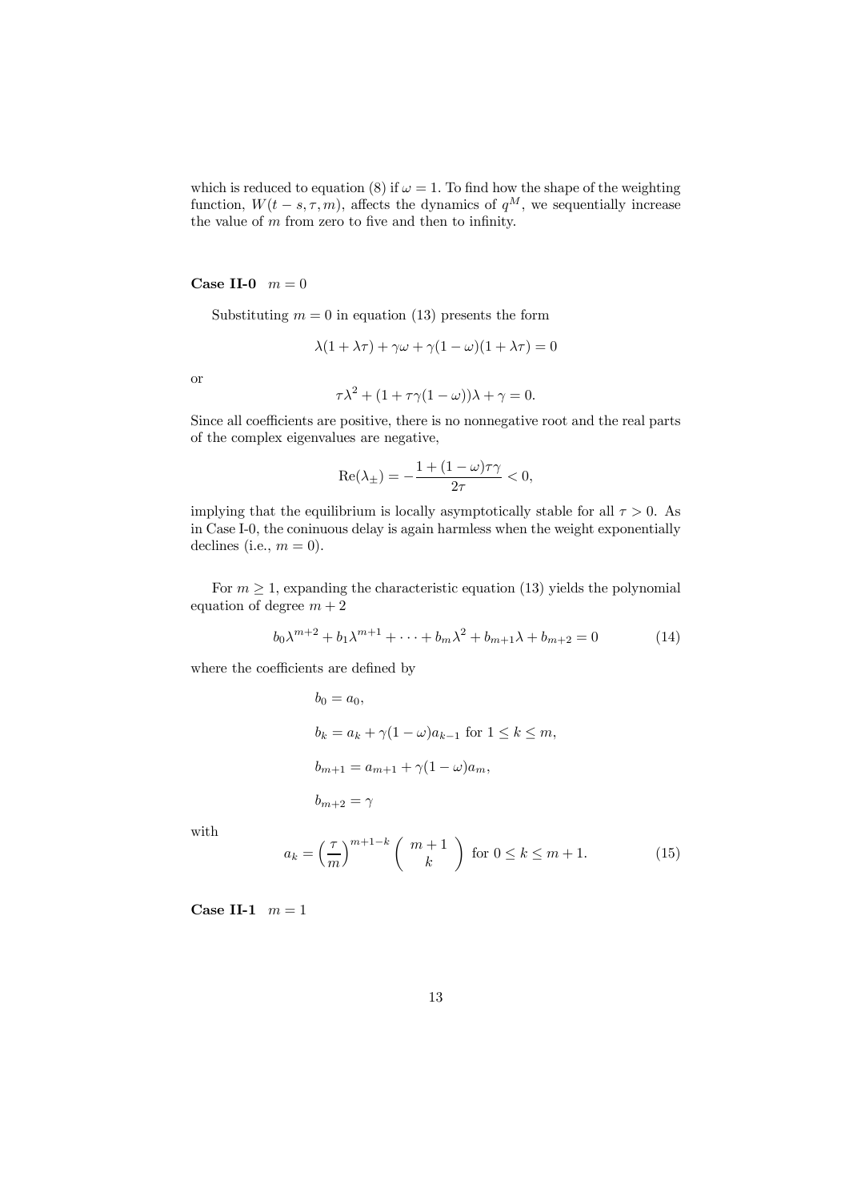which is reduced to equation (8) if $\omega = 1$. To find how the shape of the weighting function, $W(t-s,\tau,m)$, affects the dynamics of $q^M$, we sequentially increase the value of $m$ from zero to five and then to infinity.

**Case II-0** $m = 0$

Substituting $m = 0$ in equation (13) presents the form

$$\lambda(1+\lambda\tau) + \gamma\omega + \gamma(1-\omega)(1+\lambda\tau) = 0$$

or

$$\tau\lambda^2 + (1+\tau\gamma(1-\omega))\lambda + \gamma = 0.$$

Since all coefficients are positive, there is no nonnegative root and the real parts of the complex eigenvalues are negative,

$$\mathrm{Re}(\lambda_{\pm}) = -\frac{1+(1-\omega)\tau\gamma}{2\tau} < 0,$$

implying that the equilibrium is locally asymptotically stable for all $\tau > 0$. As in Case I-0, the coninuous delay is again harmless when the weight exponentially declines (i.e., $m = 0$).

For $m \geq 1$, expanding the characteristic equation (13) yields the polynomial equation of degree $m+2$

$$b_0\lambda^{m+2} + b_1\lambda^{m+1} + \cdots + b_m\lambda^2 + b_{m+1}\lambda + b_{m+2} = 0 \tag{14}$$

where the coefficients are defined by

$$b_0 = a_0,$$

$$b_k = a_k + \gamma(1-\omega)a_{k-1} \text{ for } 1 \leq k \leq m,$$

$$b_{m+1} = a_{m+1} + \gamma(1-\omega)a_m,$$

$$b_{m+2} = \gamma$$

with

$$a_k = \left(\frac{\tau}{m}\right)^{m+1-k}\begin{pmatrix} m+1 \\ k \end{pmatrix} \text{ for } 0 \leq k \leq m+1. \tag{15}$$

**Case II-1** $m = 1$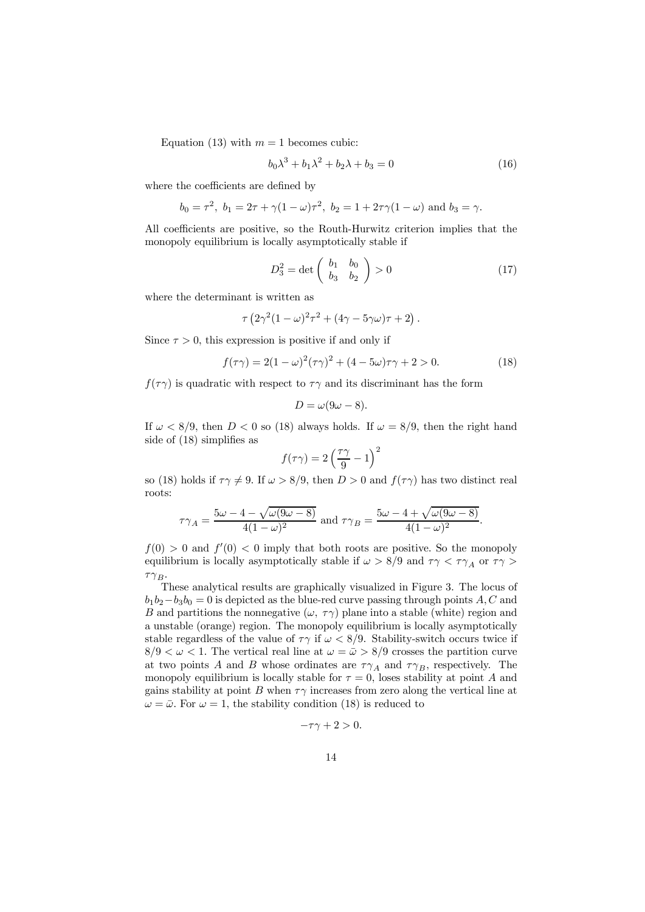Equation (13) with $m = 1$ becomes cubic:

$$b_0\lambda^3 + b_1\lambda^2 + b_2\lambda + b_3 = 0 \tag{16}$$

where the coefficients are defined by

$$b_0 = \tau^2,\ b_1 = 2\tau + \gamma(1-\omega)\tau^2,\ b_2 = 1 + 2\tau\gamma(1-\omega) \text{ and } b_3 = \gamma.$$

All coefficients are positive, so the Routh-Hurwitz criterion implies that the monopoly equilibrium is locally asymptotically stable if

$$D_3^2 = \det\begin{pmatrix} b_1 & b_0 \\ b_3 & b_2 \end{pmatrix} > 0 \tag{17}$$

where the determinant is written as

$$\tau\left(2\gamma^2(1-\omega)^2\tau^2 + (4\gamma - 5\gamma\omega)\tau + 2\right).$$

Since $\tau > 0$, this expression is positive if and only if

$$f(\tau\gamma) = 2(1-\omega)^2(\tau\gamma)^2 + (4-5\omega)\tau\gamma + 2 > 0. \tag{18}$$

$f(\tau\gamma)$ is quadratic with respect to $\tau\gamma$ and its discriminant has the form

$$D = \omega(9\omega - 8).$$

If $\omega < 8/9$, then $D < 0$ so (18) always holds. If $\omega = 8/9$, then the right hand side of (18) simplifies as

$$f(\tau\gamma) = 2\left(\frac{\tau\gamma}{9} - 1\right)^2$$

so (18) holds if $\tau\gamma \neq 9$. If $\omega > 8/9$, then $D > 0$ and $f(\tau\gamma)$ has two distinct real roots:

$$\tau\gamma_A = \frac{5\omega - 4 - \sqrt{\omega(9\omega-8)}}{4(1-\omega)^2} \text{ and } \tau\gamma_B = \frac{5\omega - 4 + \sqrt{\omega(9\omega-8)}}{4(1-\omega)^2}.$$

$f(0) > 0$ and $f'(0) < 0$ imply that both roots are positive. So the monopoly equilibrium is locally asymptotically stable if $\omega > 8/9$ and $\tau\gamma < \tau\gamma_A$ or $\tau\gamma > \tau\gamma_B$.

These analytical results are graphically visualized in Figure 3. The locus of $b_1b_2 - b_3b_0 = 0$ is depicted as the blue-red curve passing through points $A, C$ and $B$ and partitions the nonnegative $(\omega,\ \tau\gamma)$ plane into a stable (white) region and a unstable (orange) region. The monopoly equilibrium is locally asymptotically stable regardless of the value of $\tau\gamma$ if $\omega < 8/9$. Stability-switch occurs twice if $8/9 < \omega < 1$. The vertical real line at $\omega = \bar{\omega} > 8/9$ crosses the partition curve at two points $A$ and $B$ whose ordinates are $\tau\gamma_A$ and $\tau\gamma_B$, respectively. The monopoly equilibrium is locally stable for $\tau = 0$, loses stability at point $A$ and gains stability at point $B$ when $\tau\gamma$ increases from zero along the vertical line at $\omega = \bar{\omega}$. For $\omega = 1$, the stability condition (18) is reduced to

$$-\tau\gamma + 2 > 0.$$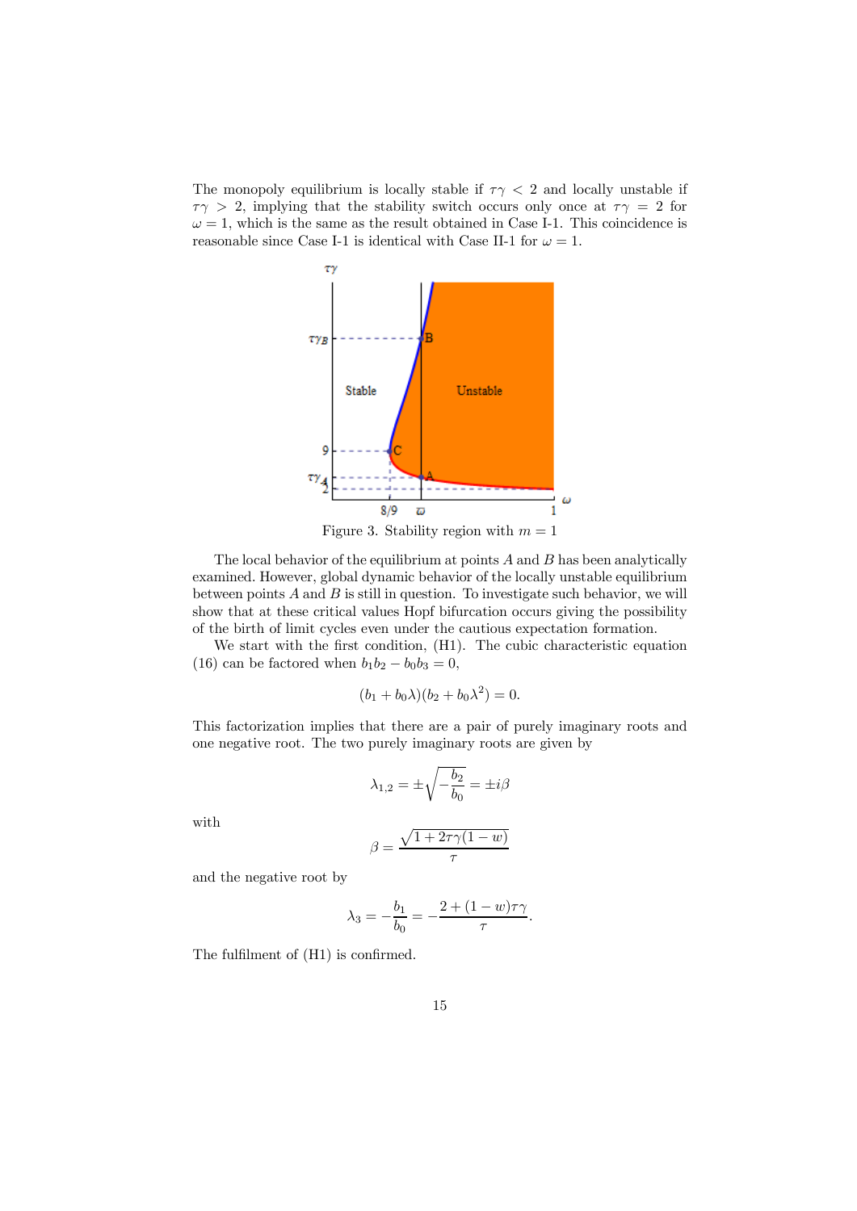The monopoly equilibrium is locally stable if $\tau\gamma < 2$ and locally unstable if $\tau\gamma > 2$, implying that the stability switch occurs only once at $\tau\gamma = 2$ for $\omega = 1$, which is the same as the result obtained in Case I-1. This coincidence is reasonable since Case I-1 is identical with Case II-1 for $\omega = 1$.

Figure 3. Stability region with $m = 1$

The local behavior of the equilibrium at points $A$ and $B$ has been analytically examined. However, global dynamic behavior of the locally unstable equilibrium between points $A$ and $B$ is still in question. To investigate such behavior, we will show that at these critical values Hopf bifurcation occurs giving the possibility of the birth of limit cycles even under the cautious expectation formation.

We start with the first condition, (H1). The cubic characteristic equation (16) can be factored when $b_1 b_2 - b_0 b_3 = 0$,

$$(b_1 + b_0\lambda)(b_2 + b_0\lambda^2) = 0.$$

This factorization implies that there are a pair of purely imaginary roots and one negative root. The two purely imaginary roots are given by

$$\lambda_{1,2} = \pm\sqrt{-\frac{b_2}{b_0}} = \pm i\beta$$

with

$$\beta = \frac{\sqrt{1 + 2\tau\gamma(1-w)}}{\tau}$$

and the negative root by

$$\lambda_3 = -\frac{b_1}{b_0} = -\frac{2 + (1-w)\tau\gamma}{\tau}.$$

The fulfilment of (H1) is confirmed.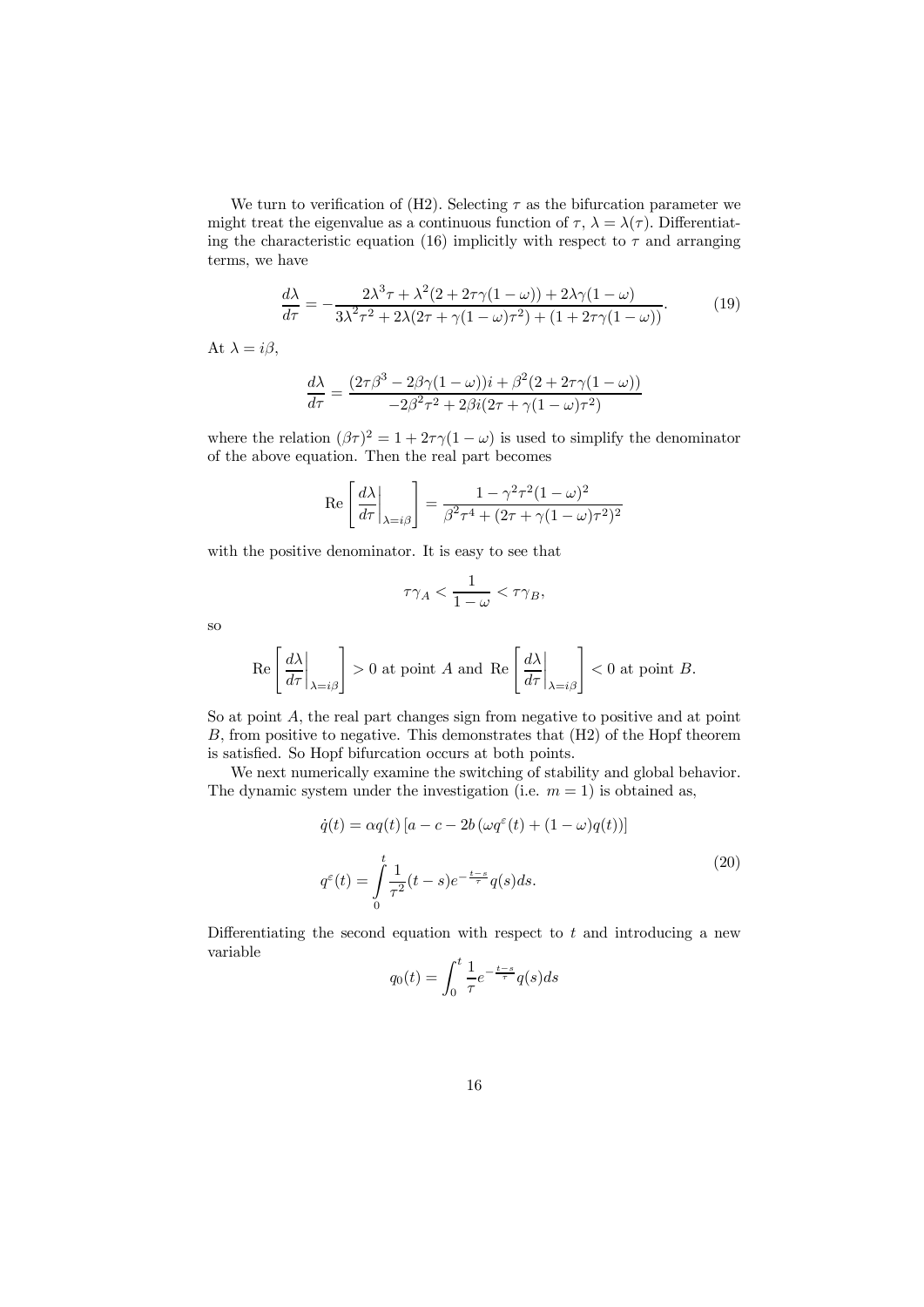We turn to verification of (H2). Selecting $\tau$ as the bifurcation parameter we might treat the eigenvalue as a continuous function of $\tau$, $\lambda = \lambda(\tau)$. Differentiating the characteristic equation (16) implicitly with respect to $\tau$ and arranging terms, we have

$$\frac{d\lambda}{d\tau} = -\frac{2\lambda^3\tau + \lambda^2(2 + 2\tau\gamma(1-\omega)) + 2\lambda\gamma(1-\omega)}{3\lambda^2\tau^2 + 2\lambda(2\tau + \gamma(1-\omega)\tau^2) + (1 + 2\tau\gamma(1-\omega))}. \tag{19}$$

At $\lambda = i\beta$,

$$\frac{d\lambda}{d\tau} = \frac{(2\tau\beta^3 - 2\beta\gamma(1-\omega))i + \beta^2(2 + 2\tau\gamma(1-\omega))}{-2\beta^2\tau^2 + 2\beta i(2\tau + \gamma(1-\omega)\tau^2)}$$

where the relation $(\beta\tau)^2 = 1 + 2\tau\gamma(1-\omega)$ is used to simplify the denominator of the above equation. Then the real part becomes

$$\mathrm{Re}\left[\left.\frac{d\lambda}{d\tau}\right|_{\lambda=i\beta}\right] = \frac{1 - \gamma^2\tau^2(1-\omega)^2}{\beta^2\tau^4 + (2\tau + \gamma(1-\omega)\tau^2)^2}$$

with the positive denominator. It is easy to see that

$$\tau\gamma_A < \frac{1}{1-\omega} < \tau\gamma_B,$$

so

$$\mathrm{Re}\left[\left.\frac{d\lambda}{d\tau}\right|_{\lambda=i\beta}\right] > 0 \text{ at point } A \text{ and } \mathrm{Re}\left[\left.\frac{d\lambda}{d\tau}\right|_{\lambda=i\beta}\right] < 0 \text{ at point } B.$$

So at point $A$, the real part changes sign from negative to positive and at point $B$, from positive to negative. This demonstrates that (H2) of the Hopf theorem is satisfied. So Hopf bifurcation occurs at both points.

We next numerically examine the switching of stability and global behavior. The dynamic system under the investigation (i.e. $m = 1$) is obtained as,

$$\begin{aligned}
\dot{q}(t) &= \alpha q(t)\left[a - c - 2b\left(\omega q^{\varepsilon}(t) + (1-\omega)q(t)\right)\right] \\
q^{\varepsilon}(t) &= \int_0^t \frac{1}{\tau^2}(t-s)e^{-\frac{t-s}{\tau}}q(s)ds.
\end{aligned} \tag{20}$$

Differentiating the second equation with respect to $t$ and introducing a new variable

$$q_0(t) = \int_0^t \frac{1}{\tau}e^{-\frac{t-s}{\tau}}q(s)ds$$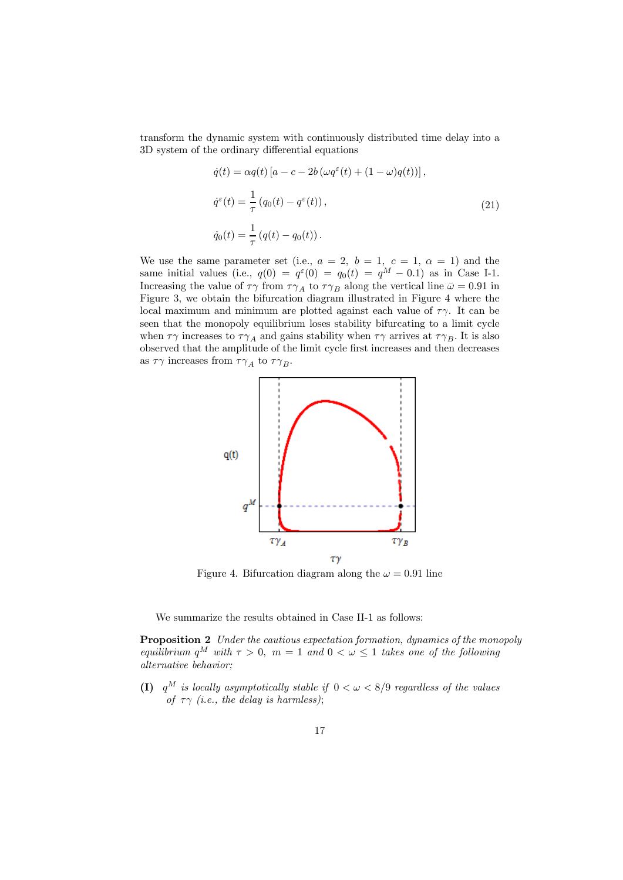transform the dynamic system with continuously distributed time delay into a 3D system of the ordinary differential equations

$$
\begin{aligned}
\dot{q}(t) &= \alpha q(t)\left[a - c - 2b\left(\omega q^{\varepsilon}(t) + (1-\omega)q(t)\right)\right], \\
\dot{q}^{\varepsilon}(t) &= \frac{1}{\tau}\left(q_0(t) - q^{\varepsilon}(t)\right), \\
\dot{q}_0(t) &= \frac{1}{\tau}\left(q(t) - q_0(t)\right).
\end{aligned}
\tag{21}
$$

We use the same parameter set (i.e., $a = 2$, $b = 1$, $c = 1$, $\alpha = 1$) and the same initial values (i.e., $q(0) = q^{\varepsilon}(0) = q_0(t) = q^M - 0.1$) as in Case I-1. Increasing the value of $\tau\gamma$ from $\tau\gamma_A$ to $\tau\gamma_B$ along the vertical line $\bar{\omega} = 0.91$ in Figure 3, we obtain the bifurcation diagram illustrated in Figure 4 where the local maximum and minimum are plotted against each value of $\tau\gamma$. It can be seen that the monopoly equilibrium loses stability bifurcating to a limit cycle when $\tau\gamma$ increases to $\tau\gamma_A$ and gains stability when $\tau\gamma$ arrives at $\tau\gamma_B$. It is also observed that the amplitude of the limit cycle first increases and then decreases as $\tau\gamma$ increases from $\tau\gamma_A$ to $\tau\gamma_B$.

Figure 4. Bifurcation diagram along the $\omega = 0.91$ line

We summarize the results obtained in Case II-1 as follows:

**Proposition 2** *Under the cautious expectation formation, dynamics of the monopoly equilibrium $q^M$ with $\tau > 0$, $m = 1$ and $0 < \omega \leq 1$ takes one of the following alternative behavior;*

**(I)** *$q^M$ is locally asymptotically stable if $0 < \omega < 8/9$ regardless of the values of $\tau\gamma$ (i.e., the delay is harmless);*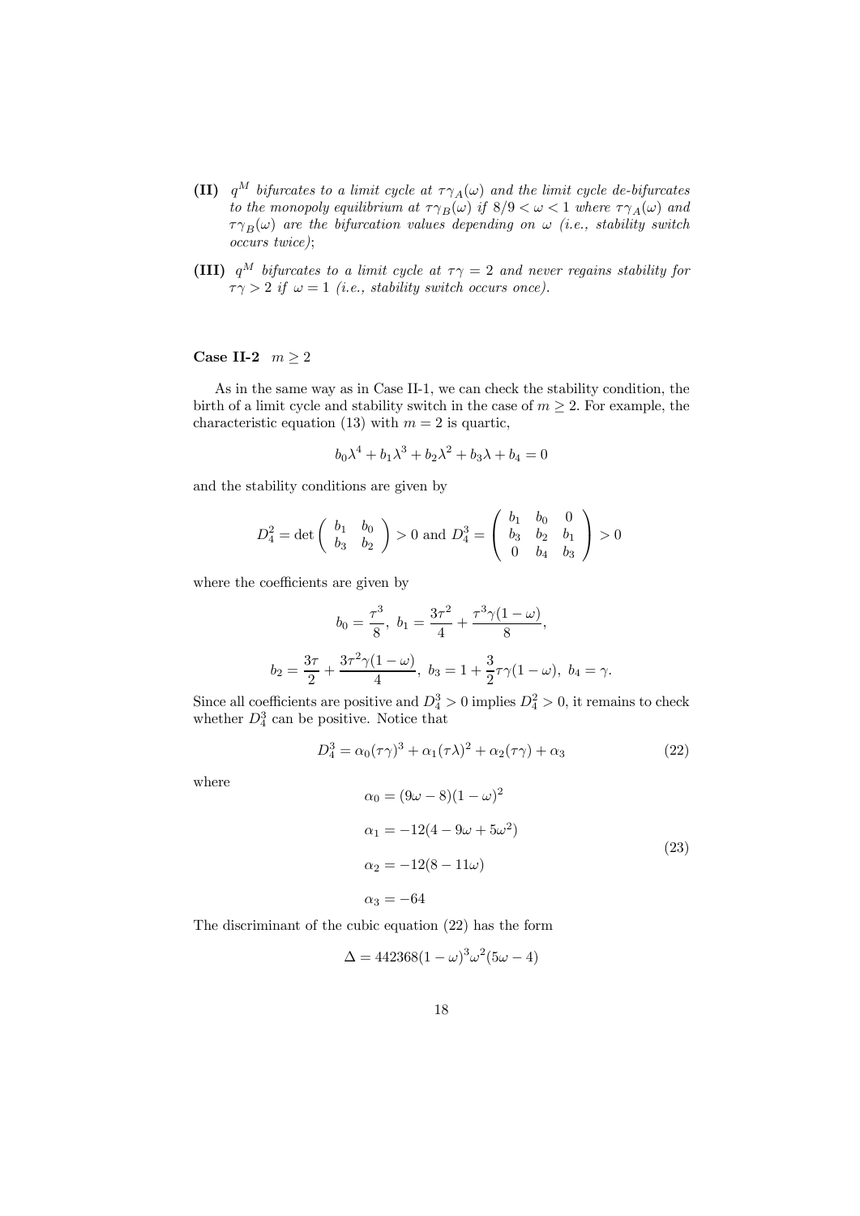**(II)** *$q^M$ bifurcates to a limit cycle at $\tau\gamma_A(\omega)$ and the limit cycle de-bifurcates to the monopoly equilibrium at $\tau\gamma_B(\omega)$ if $8/9 < \omega < 1$ where $\tau\gamma_A(\omega)$ and $\tau\gamma_B(\omega)$ are the bifurcation values depending on $\omega$ (i.e., stability switch occurs twice);*

**(III)** *$q^M$ bifurcates to a limit cycle at $\tau\gamma = 2$ and never regains stability for $\tau\gamma > 2$ if $\omega = 1$ (i.e., stability switch occurs once).*

**Case II-2** $m \geq 2$

As in the same way as in Case II-1, we can check the stability condition, the birth of a limit cycle and stability switch in the case of $m \geq 2$. For example, the characteristic equation (13) with $m = 2$ is quartic,

$$b_0\lambda^4 + b_1\lambda^3 + b_2\lambda^2 + b_3\lambda + b_4 = 0$$

and the stability conditions are given by

$$D_4^2 = \det\begin{pmatrix} b_1 & b_0 \\ b_3 & b_2 \end{pmatrix} > 0 \text{ and } D_4^3 = \begin{pmatrix} b_1 & b_0 & 0 \\ b_3 & b_2 & b_1 \\ 0 & b_4 & b_3 \end{pmatrix} > 0$$

where the coefficients are given by

$$b_0 = \frac{\tau^3}{8},\ b_1 = \frac{3\tau^2}{4} + \frac{\tau^3\gamma(1-\omega)}{8},$$

$$b_2 = \frac{3\tau}{2} + \frac{3\tau^2\gamma(1-\omega)}{4},\ b_3 = 1 + \frac{3}{2}\tau\gamma(1-\omega),\ b_4 = \gamma.$$

Since all coefficients are positive and $D_4^3 > 0$ implies $D_4^2 > 0$, it remains to check whether $D_4^3$ can be positive. Notice that

$$D_4^3 = \alpha_0(\tau\gamma)^3 + \alpha_1(\tau\lambda)^2 + \alpha_2(\tau\gamma) + \alpha_3 \tag{22}$$

where

$$\begin{aligned} \alpha_0 &= (9\omega - 8)(1-\omega)^2 \\ \alpha_1 &= -12(4 - 9\omega + 5\omega^2) \\ \alpha_2 &= -12(8 - 11\omega) \\ \alpha_3 &= -64 \end{aligned} \tag{23}$$

The discriminant of the cubic equation (22) has the form

$$\Delta = 442368(1-\omega)^3\omega^2(5\omega - 4)$$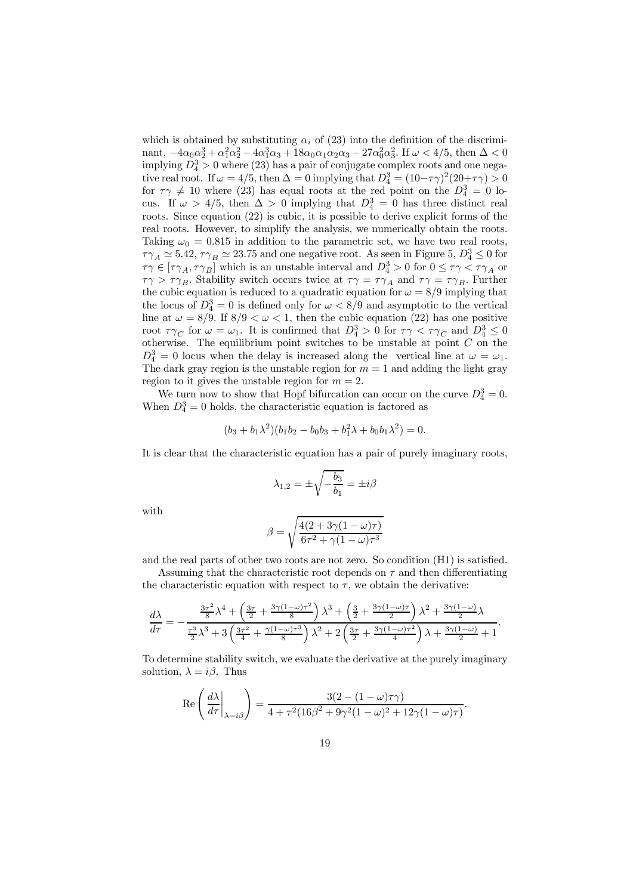which is obtained by substituting $\alpha_i$ of (23) into the definition of the discriminant, $-4\alpha_0\alpha_2^3 + \alpha_1^2\alpha_2^2 - 4\alpha_1^3\alpha_3 + 18\alpha_0\alpha_1\alpha_2\alpha_3 - 27\alpha_0^2\alpha_3^2$. If $\omega < 4/5$, then $\Delta < 0$ implying $D_4^3 > 0$ where (23) has a pair of conjugate complex roots and one negative real root. If $\omega = 4/5$, then $\Delta = 0$ implying that $D_4^3 = (10-\tau\gamma)^2(20+\tau\gamma) > 0$ for $\tau\gamma \neq 10$ where (23) has equal roots at the red point on the $D_4^3 = 0$ locus. If $\omega > 4/5$, then $\Delta > 0$ implying that $D_4^3 = 0$ has three distinct real roots. Since equation (22) is cubic, it is possible to derive explicit forms of the real roots. However, to simplify the analysis, we numerically obtain the roots. Taking $\omega_0 = 0.815$ in addition to the parametric set, we have two real roots, $\tau\gamma_A \simeq 5.42$, $\tau\gamma_B \simeq 23.75$ and one negative root. As seen in Figure 5, $D_4^3 \leq 0$ for $\tau\gamma \in [\tau\gamma_A, \tau\gamma_B]$ which is an unstable interval and $D_4^3 > 0$ for $0 \leq \tau\gamma < \tau\gamma_A$ or $\tau\gamma > \tau\gamma_B$. Stability switch occurs twice at $\tau\gamma = \tau\gamma_A$ and $\tau\gamma = \tau\gamma_B$. Further the cubic equation is reduced to a quadratic equation for $\omega = 8/9$ implying that the locus of $D_4^3 = 0$ is defined only for $\omega < 8/9$ and asymptotic to the vertical line at $\omega = 8/9$. If $8/9 < \omega < 1$, then the cubic equation (22) has one positive root $\tau\gamma_C$ for $\omega = \omega_1$. It is confirmed that $D_4^3 > 0$ for $\tau\gamma < \tau\gamma_C$ and $D_4^3 \leq 0$ otherwise. The equilibrium point switches to be unstable at point $C$ on the $D_4^3 = 0$ locus when the delay is increased along the vertical line at $\omega = \omega_1$. The dark gray region is the unstable region for $m = 1$ and adding the light gray region to it gives the unstable region for $m = 2$.

We turn now to show that Hopf bifurcation can occur on the curve $D_4^3 = 0$. When $D_4^3 = 0$ holds, the characteristic equation is factored as

$$(b_3 + b_1\lambda^2)(b_1b_2 - b_0b_3 + b_1^2\lambda + b_0b_1\lambda^2) = 0.$$

It is clear that the characteristic equation has a pair of purely imaginary roots,

$$\lambda_{1,2} = \pm\sqrt{-\frac{b_3}{b_1}} = \pm i\beta$$

with

$$\beta = \sqrt{\frac{4(2 + 3\gamma(1-\omega)\tau)}{6\tau^2 + \gamma(1-\omega)\tau^3}}$$

and the real parts of other two roots are not zero. So condition (H1) is satisfied.

Assuming that the characteristic root depends on $\tau$ and then differentiating the characteristic equation with respect to $\tau$, we obtain the derivative:

$$\frac{d\lambda}{d\tau} = -\frac{\frac{3\tau^2}{8}\lambda^4 + \left(\frac{3\tau}{2} + \frac{3\gamma(1-\omega)\tau^2}{8}\right)\lambda^3 + \left(\frac{3}{2} + \frac{3\gamma(1-\omega)\tau}{2}\right)\lambda^2 + \frac{3\gamma(1-\omega)}{2}\lambda}{\frac{\tau^3}{2}\lambda^3 + 3\left(\frac{3\tau^2}{4} + \frac{\gamma(1-\omega)\tau^3}{8}\right)\lambda^2 + 2\left(\frac{3\tau}{2} + \frac{3\gamma(1-\omega)\tau^2}{4}\right)\lambda + \frac{3\gamma(1-\omega)}{2} + 1}.$$

To determine stability switch, we evaluate the derivative at the purely imaginary solution, $\lambda = i\beta$. Thus

$$\mathrm{Re}\left(\left.\frac{d\lambda}{d\tau}\right|_{\lambda=i\beta}\right) = \frac{3(2 - (1-\omega)\tau\gamma)}{4 + \tau^2(16\beta^2 + 9\gamma^2(1-\omega)^2 + 12\gamma(1-\omega)\tau)}.$$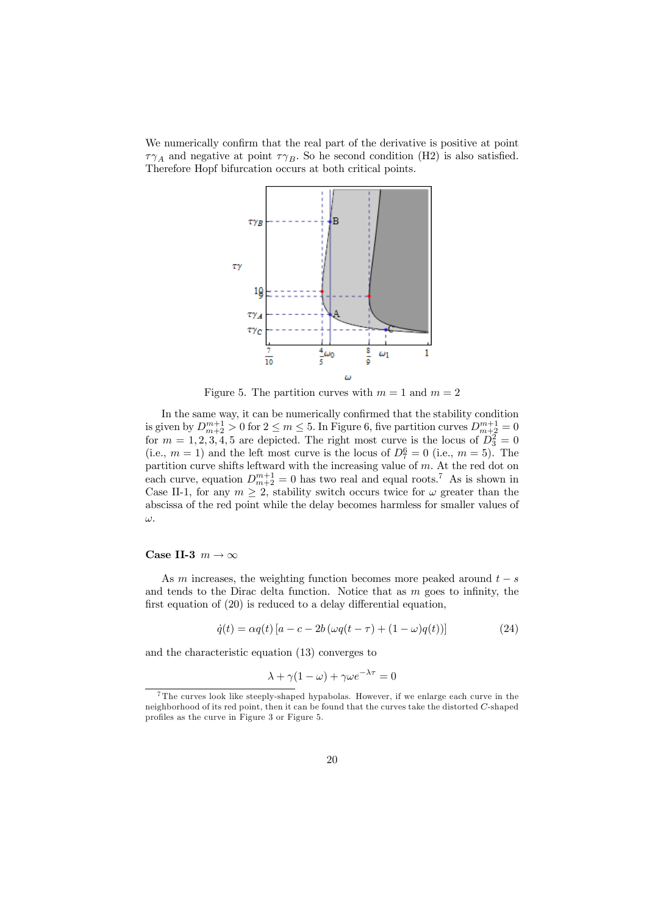We numerically confirm that the real part of the derivative is positive at point $\tau\gamma_A$ and negative at point $\tau\gamma_B$. So he second condition (H2) is also satisfied. Therefore Hopf bifurcation occurs at both critical points.

Figure 5. The partition curves with $m = 1$ and $m = 2$

In the same way, it can be numerically confirmed that the stability condition is given by $D_{m+2}^{m+1} > 0$ for $2 \le m \le 5$. In Figure 6, five partition curves $D_{m+2}^{m+1} = 0$ for $m = 1, 2, 3, 4, 5$ are depicted. The right most curve is the locus of $D_3^2 = 0$ (i.e., $m = 1$) and the left most curve is the locus of $D_7^6 = 0$ (i.e., $m = 5$). The partition curve shifts leftward with the increasing value of $m$. At the red dot on each curve, equation $D_{m+2}^{m+1} = 0$ has two real and equal roots.[7] As is shown in Case II-1, for any $m \ge 2$, stability switch occurs twice for $\omega$ greater than the abscissa of the red point while the delay becomes harmless for smaller values of $\omega$.

**Case II-3** $m \to \infty$

As $m$ increases, the weighting function becomes more peaked around $t - s$ and tends to the Dirac delta function. Notice that as $m$ goes to infinity, the first equation of (20) is reduced to a delay differential equation,

$$\dot{q}(t) = \alpha q(t) \left[ a - c - 2b \left( \omega q(t - \tau) + (1 - \omega) q(t) \right) \right] \tag{24}$$

and the characteristic equation (13) converges to

$$\lambda + \gamma(1 - \omega) + \gamma\omega e^{-\lambda\tau} = 0$$

[7] The curves look like steeply-shaped hypabolas. However, if we enlarge each curve in the neighborhood of its red point, then it can be found that the curves take the distorted $C$-shaped profiles as the curve in Figure 3 or Figure 5.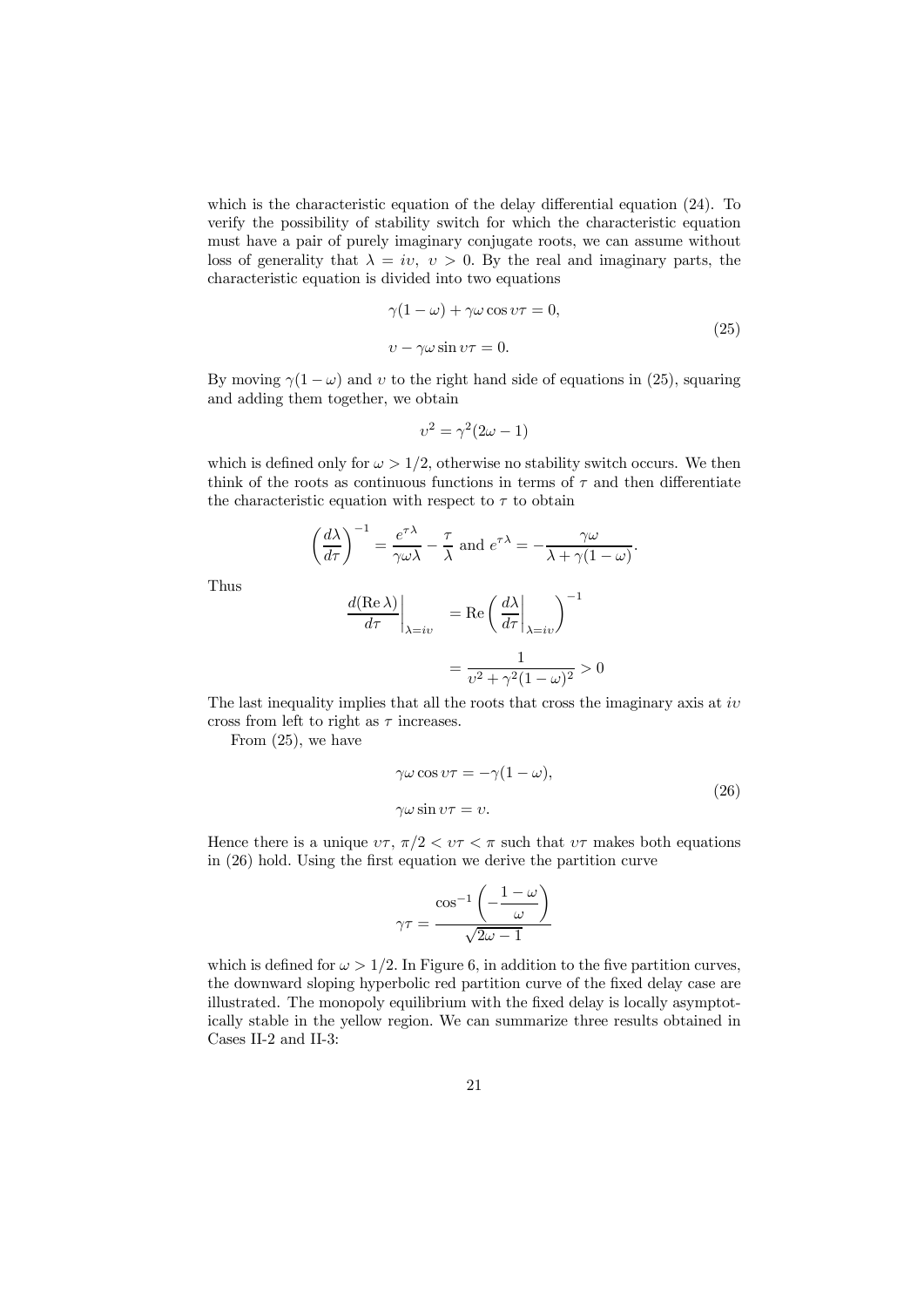which is the characteristic equation of the delay differential equation (24). To verify the possibility of stability switch for which the characteristic equation must have a pair of purely imaginary conjugate roots, we can assume without loss of generality that $\lambda = i\upsilon,\ \upsilon > 0$. By the real and imaginary parts, the characteristic equation is divided into two equations

$$
\begin{aligned}
&\gamma(1-\omega) + \gamma\omega\cos\upsilon\tau = 0, \\
&\upsilon - \gamma\omega\sin\upsilon\tau = 0.
\end{aligned}
\tag{25}
$$

By moving $\gamma(1-\omega)$ and $\upsilon$ to the right hand side of equations in (25), squaring and adding them together, we obtain

$$
\upsilon^2 = \gamma^2(2\omega - 1)
$$

which is defined only for $\omega > 1/2$, otherwise no stability switch occurs. We then think of the roots as continuous functions in terms of $\tau$ and then differentiate the characteristic equation with respect to $\tau$ to obtain

$$
\left(\frac{d\lambda}{d\tau}\right)^{-1} = \frac{e^{\tau\lambda}}{\gamma\omega\lambda} - \frac{\tau}{\lambda} \text{ and } e^{\tau\lambda} = -\frac{\gamma\omega}{\lambda + \gamma(1-\omega)}.
$$

Thus

$$
\begin{aligned}
\left.\frac{d(\operatorname{Re}\lambda)}{d\tau}\right|_{\lambda = i\upsilon} &= \operatorname{Re}\left(\left.\frac{d\lambda}{d\tau}\right|_{\lambda = i\upsilon}\right)^{-1} \\
&= \frac{1}{\upsilon^2 + \gamma^2(1-\omega)^2} > 0
\end{aligned}
$$

The last inequality implies that all the roots that cross the imaginary axis at $i\upsilon$ cross from left to right as $\tau$ increases.

From (25), we have

$$
\begin{aligned}
&\gamma\omega\cos\upsilon\tau = -\gamma(1-\omega), \\
&\gamma\omega\sin\upsilon\tau = \upsilon.
\end{aligned}
\tag{26}
$$

Hence there is a unique $\upsilon\tau$, $\pi/2 < \upsilon\tau < \pi$ such that $\upsilon\tau$ makes both equations in (26) hold. Using the first equation we derive the partition curve

$$
\gamma\tau = \frac{\cos^{-1}\left(-\dfrac{1-\omega}{\omega}\right)}{\sqrt{2\omega - 1}}
$$

which is defined for $\omega > 1/2$. In Figure 6, in addition to the five partition curves, the downward sloping hyperbolic red partition curve of the fixed delay case are illustrated. The monopoly equilibrium with the fixed delay is locally asymptotically stable in the yellow region. We can summarize three results obtained in Cases II-2 and II-3: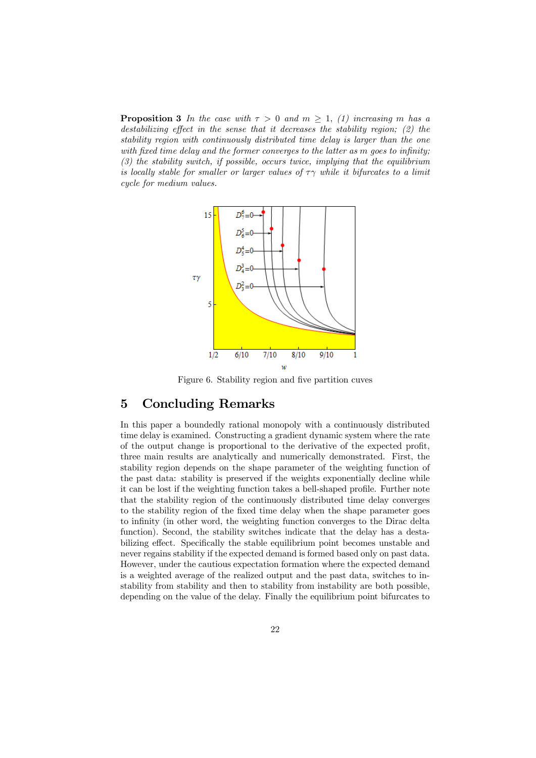**Proposition 3** *In the case with $\tau > 0$ and $m \geq 1$, (1) increasing $m$ has a destabilizing effect in the sense that it decreases the stability region; (2) the stability region with continuously distributed time delay is larger than the one with fixed time delay and the former converges to the latter as $m$ goes to infinity; (3) the stability switch, if possible, occurs twice, implying that the equilibrium is locally stable for smaller or larger values of $\tau\gamma$ while it bifurcates to a limit cycle for medium values.*

Figure 6. Stability region and five partition cuves

## 5 Concluding Remarks

In this paper a boundedly rational monopoly with a continuously distributed time delay is examined. Constructing a gradient dynamic system where the rate of the output change is proportional to the derivative of the expected profit, three main results are analytically and numerically demonstrated. First, the stability region depends on the shape parameter of the weighting function of the past data: stability is preserved if the weights exponentially decline while it can be lost if the weighting function takes a bell-shaped profile. Further note that the stability region of the continuously distributed time delay converges to the stability region of the fixed time delay when the shape parameter goes to infinity (in other word, the weighting function converges to the Dirac delta function). Second, the stability switches indicate that the delay has a destabilizing effect. Specifically the stable equilibrium point becomes unstable and never regains stability if the expected demand is formed based only on past data. However, under the cautious expectation formation where the expected demand is a weighted average of the realized output and the past data, switches to instability from stability and then to stability from instability are both possible, depending on the value of the delay. Finally the equilibrium point bifurcates to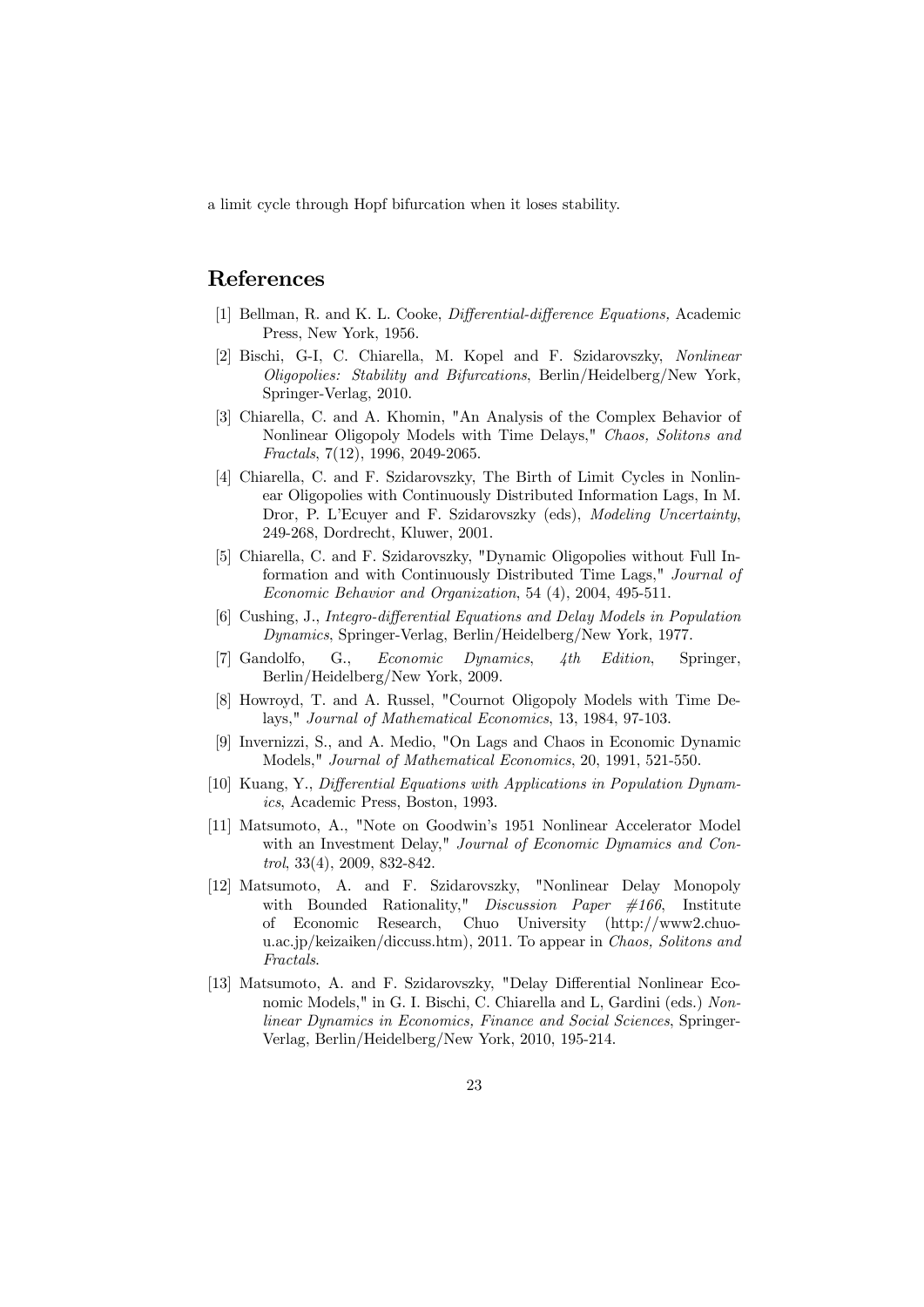a limit cycle through Hopf bifurcation when it loses stability.

# References

[1] Bellman, R. and K. L. Cooke, *Differential-difference Equations,* Academic Press, New York, 1956.

[2] Bischi, G-I, C. Chiarella, M. Kopel and F. Szidarovszky, *Nonlinear Oligopolies: Stability and Bifurcations*, Berlin/Heidelberg/New York, Springer-Verlag, 2010.

[3] Chiarella, C. and A. Khomin, "An Analysis of the Complex Behavior of Nonlinear Oligopoly Models with Time Delays," *Chaos, Solitons and Fractals*, 7(12), 1996, 2049-2065.

[4] Chiarella, C. and F. Szidarovszky, The Birth of Limit Cycles in Nonlinear Oligopolies with Continuously Distributed Information Lags, In M. Dror, P. L'Ecuyer and F. Szidarovszky (eds), *Modeling Uncertainty*, 249-268, Dordrecht, Kluwer, 2001.

[5] Chiarella, C. and F. Szidarovszky, "Dynamic Oligopolies without Full Information and with Continuously Distributed Time Lags," *Journal of Economic Behavior and Organization*, 54 (4), 2004, 495-511.

[6] Cushing, J., *Integro-differential Equations and Delay Models in Population Dynamics*, Springer-Verlag, Berlin/Heidelberg/New York, 1977.

[7] Gandolfo, G., *Economic Dynamics, 4th Edition*, Springer, Berlin/Heidelberg/New York, 2009.

[8] Howroyd, T. and A. Russel, "Cournot Oligopoly Models with Time Delays," *Journal of Mathematical Economics*, 13, 1984, 97-103.

[9] Invernizzi, S., and A. Medio, "On Lags and Chaos in Economic Dynamic Models," *Journal of Mathematical Economics*, 20, 1991, 521-550.

[10] Kuang, Y., *Differential Equations with Applications in Population Dynamics*, Academic Press, Boston, 1993.

[11] Matsumoto, A., "Note on Goodwin's 1951 Nonlinear Accelerator Model with an Investment Delay," *Journal of Economic Dynamics and Control*, 33(4), 2009, 832-842.

[12] Matsumoto, A. and F. Szidarovszky, "Nonlinear Delay Monopoly with Bounded Rationality," *Discussion Paper #166*, Institute of Economic Research, Chuo University (http://www2.chuo-u.ac.jp/keizaiken/diccuss.htm), 2011. To appear in *Chaos, Solitons and Fractals*.

[13] Matsumoto, A. and F. Szidarovszky, "Delay Differential Nonlinear Economic Models," in G. I. Bischi, C. Chiarella and L, Gardini (eds.) *Nonlinear Dynamics in Economics, Finance and Social Sciences*, Springer-Verlag, Berlin/Heidelberg/New York, 2010, 195-214.